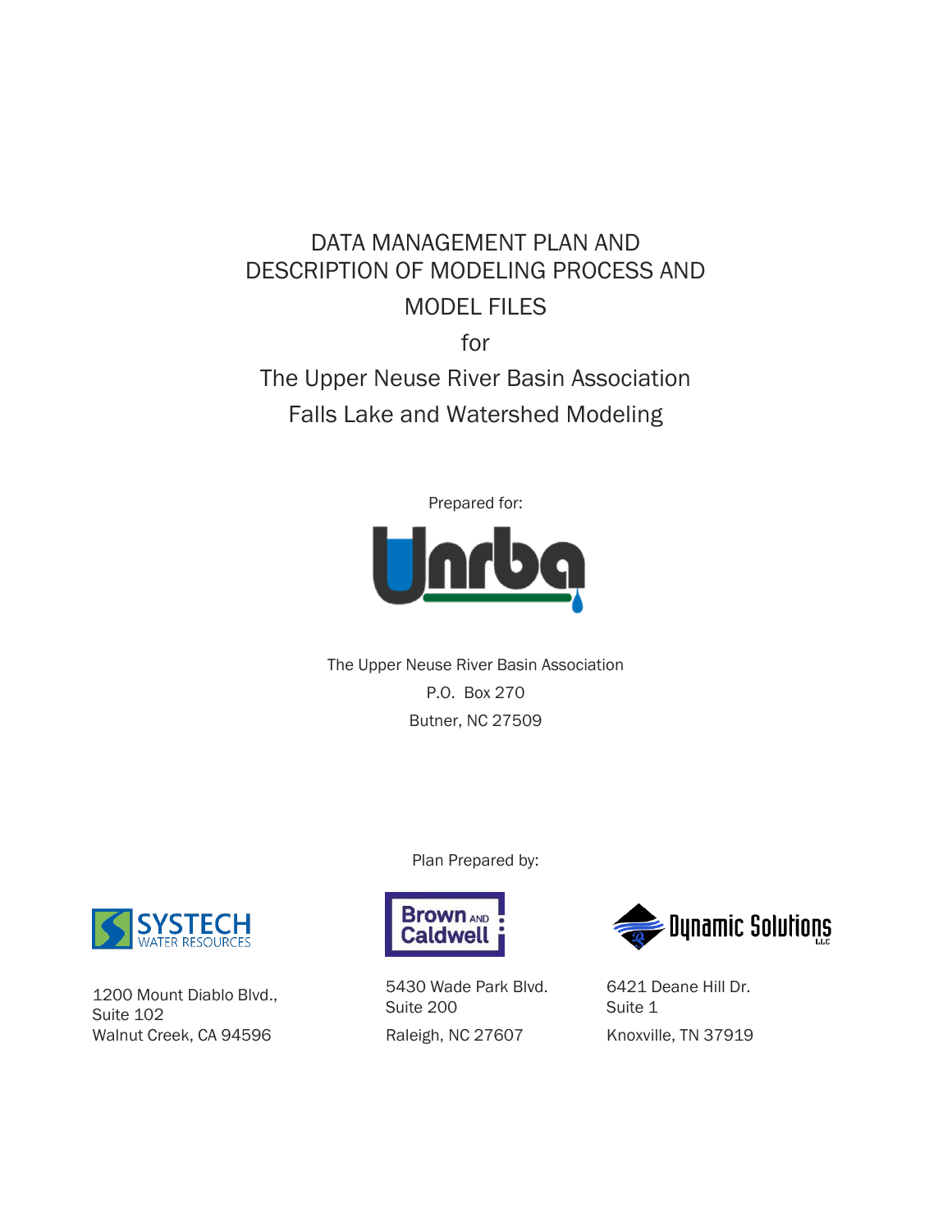# DATA MANAGEMENT PLAN AND DESCRIPTION OF MODELING PROCESS AND MODEL FILES

for

The Upper Neuse River Basin Association

Falls Lake and Watershed Modeling

Prepared for:

The Upper Neuse River Basin Association
P.O. Box 270
Butner, NC 27509

Plan Prepared by:

SYSTECH WATER RESOURCES
1200 Mount Diablo Blvd.,
Suite 102
Walnut Creek, CA 94596

Brown AND Caldwell
5430 Wade Park Blvd.
Suite 200
Raleigh, NC 27607

Dynamic Solutions LLC
6421 Deane Hill Dr.
Suite 1
Knoxville, TN 37919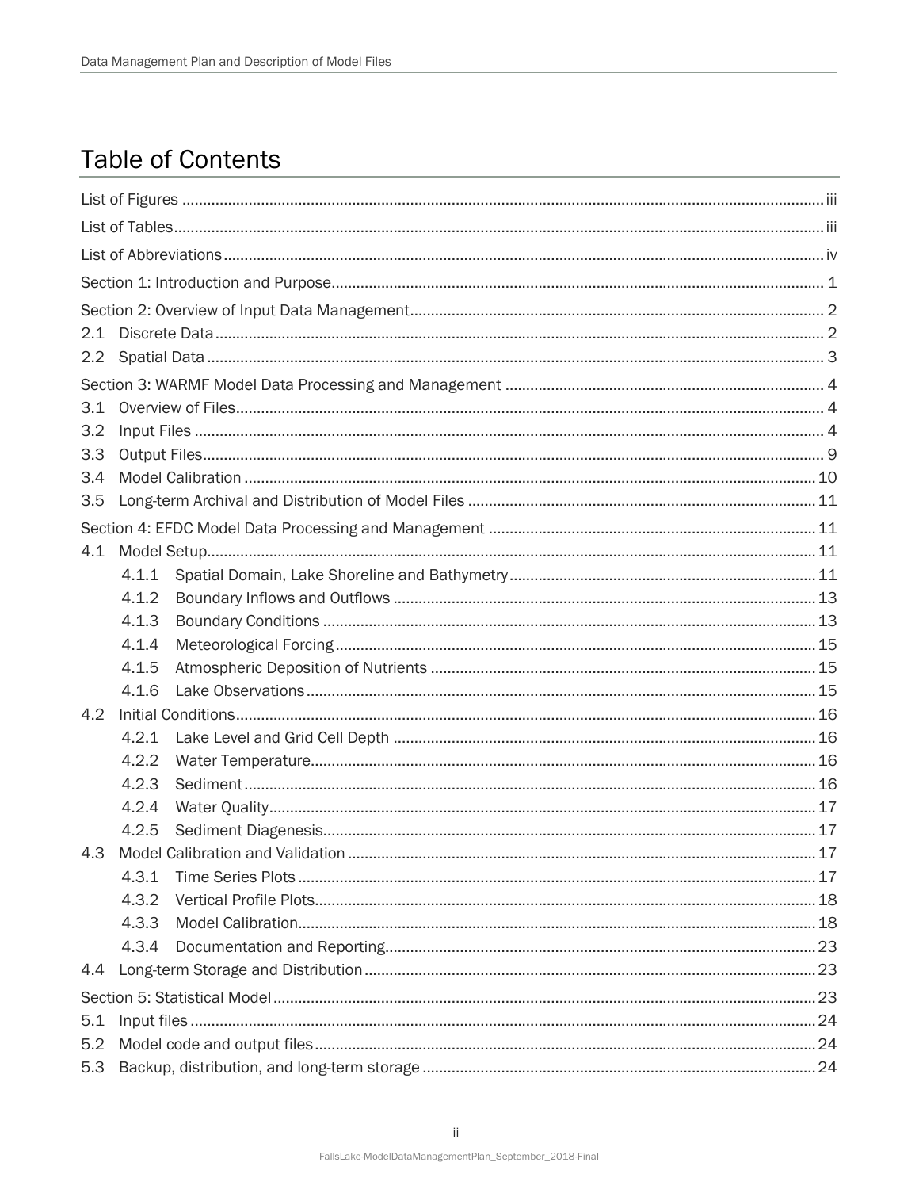# Table of Contents

List of Figures ..... iii

List of Tables ..... iii

List of Abbreviations ..... iv

Section 1: Introduction and Purpose ..... 1

Section 2: Overview of Input Data Management ..... 2

- 2.1 Discrete Data ..... 2
- 2.2 Spatial Data ..... 3

Section 3: WARMF Model Data Processing and Management ..... 4

- 3.1 Overview of Files ..... 4
- 3.2 Input Files ..... 4
- 3.3 Output Files ..... 9
- 3.4 Model Calibration ..... 10
- 3.5 Long-term Archival and Distribution of Model Files ..... 11

Section 4: EFDC Model Data Processing and Management ..... 11

- 4.1 Model Setup ..... 11
  - 4.1.1 Spatial Domain, Lake Shoreline and Bathymetry ..... 11
  - 4.1.2 Boundary Inflows and Outflows ..... 13
  - 4.1.3 Boundary Conditions ..... 13
  - 4.1.4 Meteorological Forcing ..... 15
  - 4.1.5 Atmospheric Deposition of Nutrients ..... 15
  - 4.1.6 Lake Observations ..... 15
- 4.2 Initial Conditions ..... 16
  - 4.2.1 Lake Level and Grid Cell Depth ..... 16
  - 4.2.2 Water Temperature ..... 16
  - 4.2.3 Sediment ..... 16
  - 4.2.4 Water Quality ..... 17
  - 4.2.5 Sediment Diagenesis ..... 17
- 4.3 Model Calibration and Validation ..... 17
  - 4.3.1 Time Series Plots ..... 17
  - 4.3.2 Vertical Profile Plots ..... 18
  - 4.3.3 Model Calibration ..... 18
  - 4.3.4 Documentation and Reporting ..... 23
- 4.4 Long-term Storage and Distribution ..... 23

Section 5: Statistical Model ..... 23

- 5.1 Input files ..... 24
- 5.2 Model code and output files ..... 24
- 5.3 Backup, distribution, and long-term storage ..... 24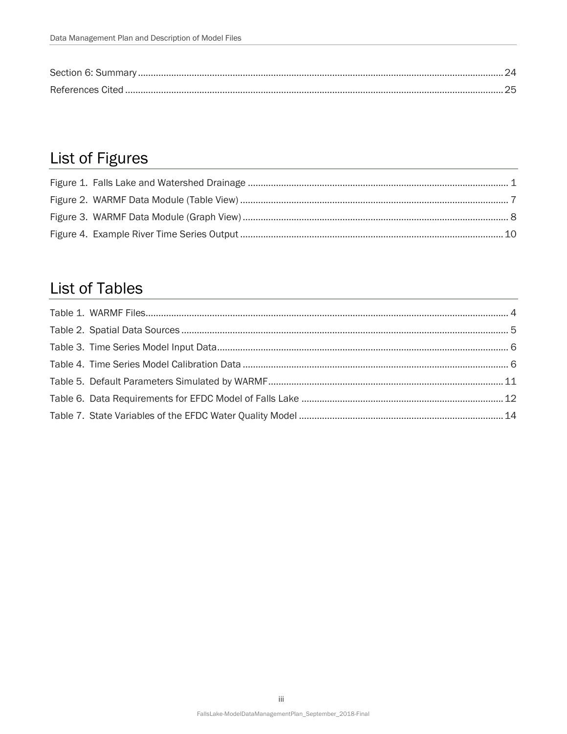Section 6: Summary ........................................................................................................................................ 24

References Cited ............................................................................................................................................. 25

## List of Figures

Figure 1. Falls Lake and Watershed Drainage ..................................................................................................... 1

Figure 2. WARMF Data Module (Table View) ........................................................................................................ 7

Figure 3. WARMF Data Module (Graph View) ....................................................................................................... 8

Figure 4. Example River Time Series Output ...................................................................................................... 10

## List of Tables

Table 1. WARMF Files............................................................................................................................................. 4

Table 2. Spatial Data Sources ............................................................................................................................... 5

Table 3. Time Series Model Input Data.................................................................................................................. 6

Table 4. Time Series Model Calibration Data ....................................................................................................... 6

Table 5. Default Parameters Simulated by WARMF............................................................................................ 11

Table 6. Data Requirements for EFDC Model of Falls Lake ............................................................................... 12

Table 7. State Variables of the EFDC Water Quality Model ................................................................................ 14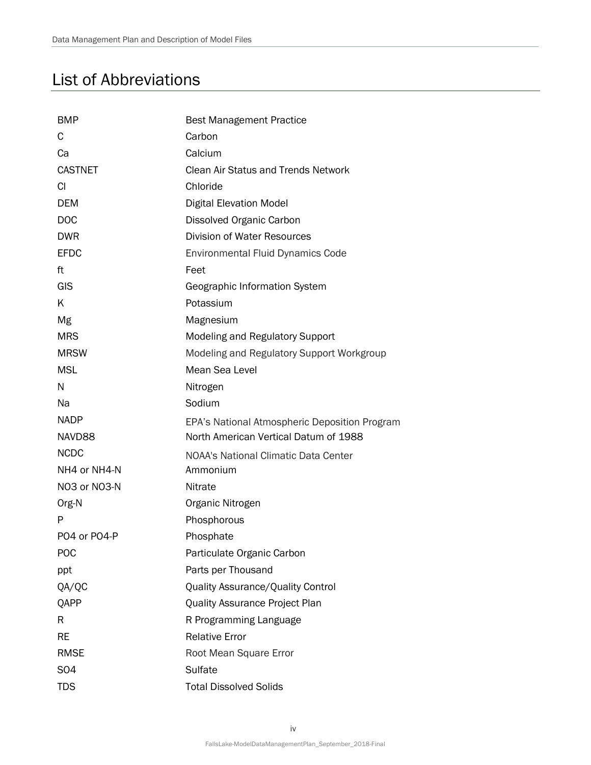# List of Abbreviations

| | |
|---|---|
| BMP | Best Management Practice |
| C | Carbon |
| Ca | Calcium |
| CASTNET | Clean Air Status and Trends Network |
| Cl | Chloride |
| DEM | Digital Elevation Model |
| DOC | Dissolved Organic Carbon |
| DWR | Division of Water Resources |
| EFDC | Environmental Fluid Dynamics Code |
| ft | Feet |
| GIS | Geographic Information System |
| K | Potassium |
| Mg | Magnesium |
| MRS | Modeling and Regulatory Support |
| MRSW | Modeling and Regulatory Support Workgroup |
| MSL | Mean Sea Level |
| N | Nitrogen |
| Na | Sodium |
| NADP | EPA's National Atmospheric Deposition Program |
| NAVD88 | North American Vertical Datum of 1988 |
| NCDC | NOAA's National Climatic Data Center |
| NH4 or NH4-N | Ammonium |
| NO3 or NO3-N | Nitrate |
| Org-N | Organic Nitrogen |
| P | Phosphorous |
| PO4 or PO4-P | Phosphate |
| POC | Particulate Organic Carbon |
| ppt | Parts per Thousand |
| QA/QC | Quality Assurance/Quality Control |
| QAPP | Quality Assurance Project Plan |
| R | R Programming Language |
| RE | Relative Error |
| RMSE | Root Mean Square Error |
| SO4 | Sulfate |
| TDS | Total Dissolved Solids |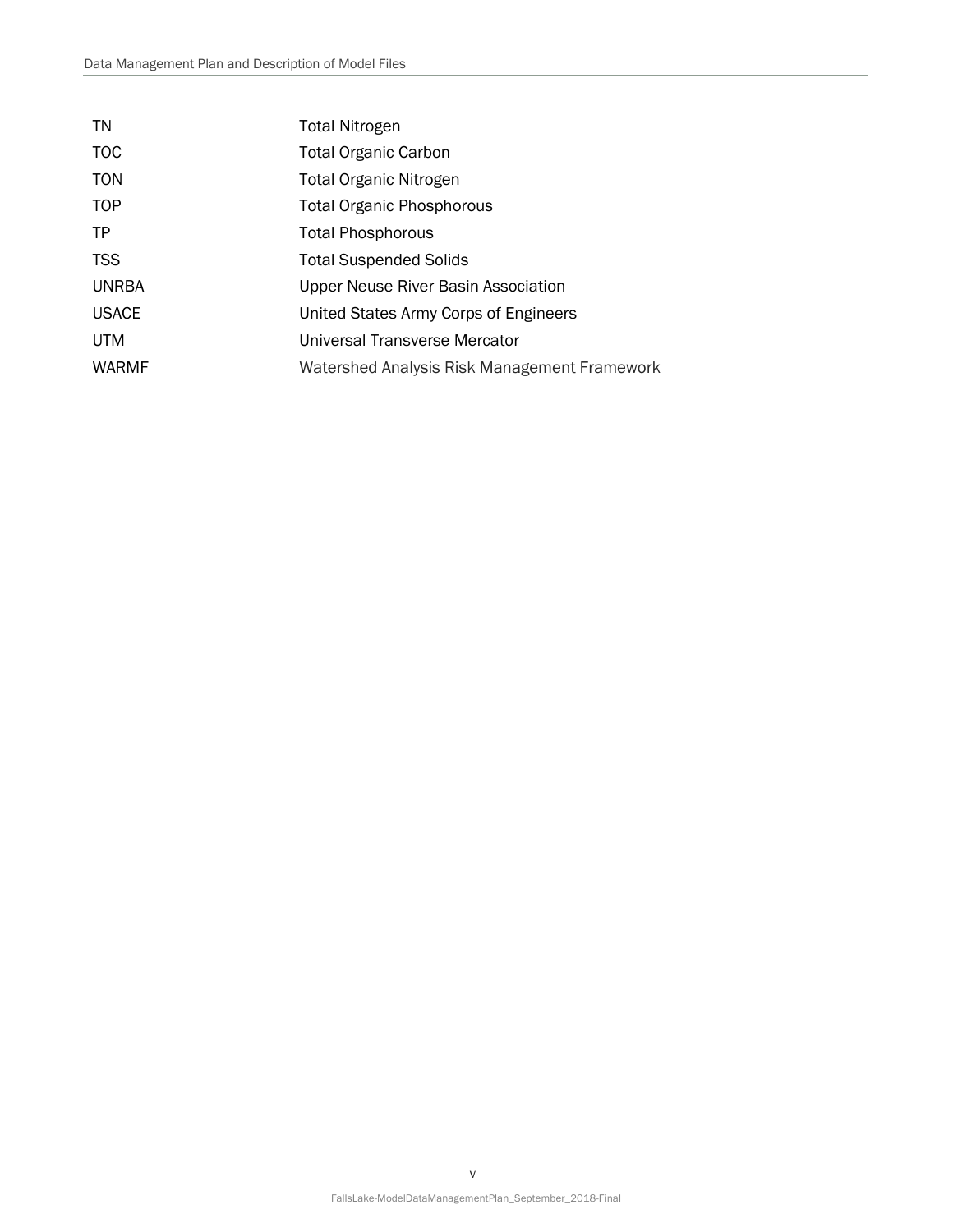| | |
|---|---|
| TN | Total Nitrogen |
| TOC | Total Organic Carbon |
| TON | Total Organic Nitrogen |
| TOP | Total Organic Phosphorous |
| TP | Total Phosphorous |
| TSS | Total Suspended Solids |
| UNRBA | Upper Neuse River Basin Association |
| USACE | United States Army Corps of Engineers |
| UTM | Universal Transverse Mercator |
| WARMF | Watershed Analysis Risk Management Framework |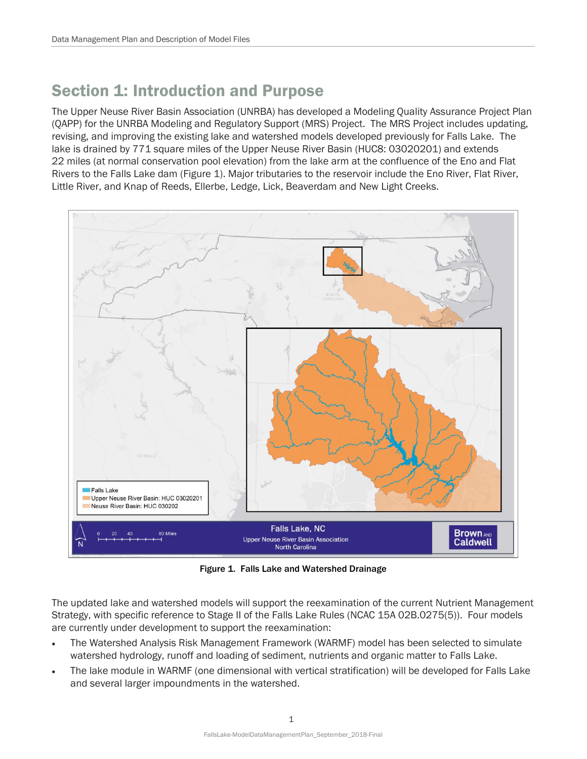# Section 1: Introduction and Purpose

The Upper Neuse River Basin Association (UNRBA) has developed a Modeling Quality Assurance Project Plan (QAPP) for the UNRBA Modeling and Regulatory Support (MRS) Project. The MRS Project includes updating, revising, and improving the existing lake and watershed models developed previously for Falls Lake. The lake is drained by 771 square miles of the Upper Neuse River Basin (HUC8: 03020201) and extends 22 miles (at normal conservation pool elevation) from the lake arm at the confluence of the Eno and Flat Rivers to the Falls Lake dam (Figure 1). Major tributaries to the reservoir include the Eno River, Flat River, Little River, and Knap of Reeds, Ellerbe, Ledge, Lick, Beaverdam and New Light Creeks.

Figure 1. Falls Lake and Watershed Drainage

The updated lake and watershed models will support the reexamination of the current Nutrient Management Strategy, with specific reference to Stage II of the Falls Lake Rules (NCAC 15A 02B.0275(5)). Four models are currently under development to support the reexamination:

- The Watershed Analysis Risk Management Framework (WARMF) model has been selected to simulate watershed hydrology, runoff and loading of sediment, nutrients and organic matter to Falls Lake.
- The lake module in WARMF (one dimensional with vertical stratification) will be developed for Falls Lake and several larger impoundments in the watershed.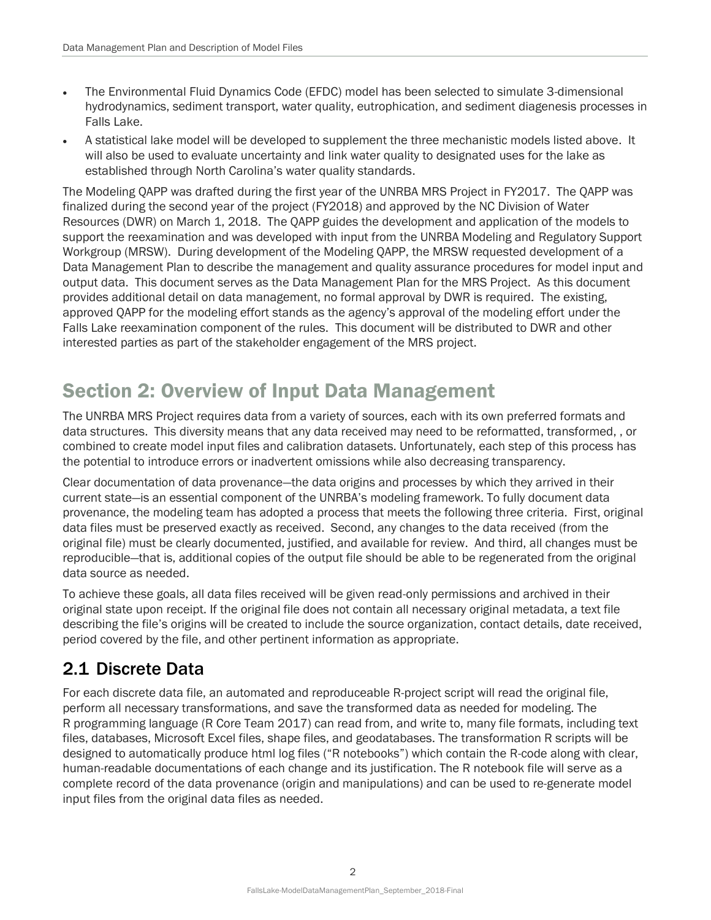- The Environmental Fluid Dynamics Code (EFDC) model has been selected to simulate 3-dimensional hydrodynamics, sediment transport, water quality, eutrophication, and sediment diagenesis processes in Falls Lake.
- A statistical lake model will be developed to supplement the three mechanistic models listed above. It will also be used to evaluate uncertainty and link water quality to designated uses for the lake as established through North Carolina's water quality standards.

The Modeling QAPP was drafted during the first year of the UNRBA MRS Project in FY2017. The QAPP was finalized during the second year of the project (FY2018) and approved by the NC Division of Water Resources (DWR) on March 1, 2018. The QAPP guides the development and application of the models to support the reexamination and was developed with input from the UNRBA Modeling and Regulatory Support Workgroup (MRSW). During development of the Modeling QAPP, the MRSW requested development of a Data Management Plan to describe the management and quality assurance procedures for model input and output data. This document serves as the Data Management Plan for the MRS Project. As this document provides additional detail on data management, no formal approval by DWR is required. The existing, approved QAPP for the modeling effort stands as the agency's approval of the modeling effort under the Falls Lake reexamination component of the rules. This document will be distributed to DWR and other interested parties as part of the stakeholder engagement of the MRS project.

# Section 2: Overview of Input Data Management

The UNRBA MRS Project requires data from a variety of sources, each with its own preferred formats and data structures. This diversity means that any data received may need to be reformatted, transformed, , or combined to create model input files and calibration datasets. Unfortunately, each step of this process has the potential to introduce errors or inadvertent omissions while also decreasing transparency.

Clear documentation of data provenance—the data origins and processes by which they arrived in their current state—is an essential component of the UNRBA's modeling framework. To fully document data provenance, the modeling team has adopted a process that meets the following three criteria. First, original data files must be preserved exactly as received. Second, any changes to the data received (from the original file) must be clearly documented, justified, and available for review. And third, all changes must be reproducible—that is, additional copies of the output file should be able to be regenerated from the original data source as needed.

To achieve these goals, all data files received will be given read-only permissions and archived in their original state upon receipt. If the original file does not contain all necessary original metadata, a text file describing the file's origins will be created to include the source organization, contact details, date received, period covered by the file, and other pertinent information as appropriate.

## 2.1 Discrete Data

For each discrete data file, an automated and reproduceable R-project script will read the original file, perform all necessary transformations, and save the transformed data as needed for modeling. The R programming language (R Core Team 2017) can read from, and write to, many file formats, including text files, databases, Microsoft Excel files, shape files, and geodatabases. The transformation R scripts will be designed to automatically produce html log files ("R notebooks") which contain the R-code along with clear, human-readable documentations of each change and its justification. The R notebook file will serve as a complete record of the data provenance (origin and manipulations) and can be used to re-generate model input files from the original data files as needed.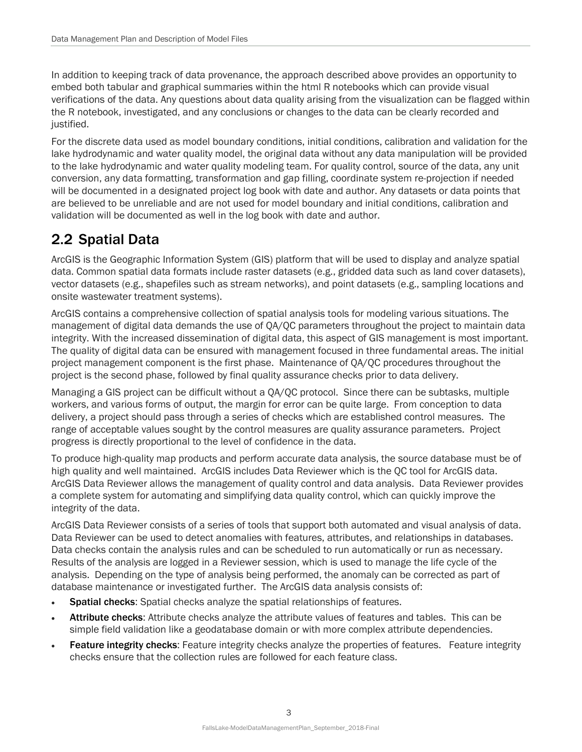In addition to keeping track of data provenance, the approach described above provides an opportunity to embed both tabular and graphical summaries within the html R notebooks which can provide visual verifications of the data. Any questions about data quality arising from the visualization can be flagged within the R notebook, investigated, and any conclusions or changes to the data can be clearly recorded and justified.

For the discrete data used as model boundary conditions, initial conditions, calibration and validation for the lake hydrodynamic and water quality model, the original data without any data manipulation will be provided to the lake hydrodynamic and water quality modeling team. For quality control, source of the data, any unit conversion, any data formatting, transformation and gap filling, coordinate system re-projection if needed will be documented in a designated project log book with date and author. Any datasets or data points that are believed to be unreliable and are not used for model boundary and initial conditions, calibration and validation will be documented as well in the log book with date and author.

## 2.2 Spatial Data

ArcGIS is the Geographic Information System (GIS) platform that will be used to display and analyze spatial data. Common spatial data formats include raster datasets (e.g., gridded data such as land cover datasets), vector datasets (e.g., shapefiles such as stream networks), and point datasets (e.g., sampling locations and onsite wastewater treatment systems).

ArcGIS contains a comprehensive collection of spatial analysis tools for modeling various situations. The management of digital data demands the use of QA/QC parameters throughout the project to maintain data integrity. With the increased dissemination of digital data, this aspect of GIS management is most important. The quality of digital data can be ensured with management focused in three fundamental areas. The initial project management component is the first phase. Maintenance of QA/QC procedures throughout the project is the second phase, followed by final quality assurance checks prior to data delivery.

Managing a GIS project can be difficult without a QA/QC protocol. Since there can be subtasks, multiple workers, and various forms of output, the margin for error can be quite large. From conception to data delivery, a project should pass through a series of checks which are established control measures. The range of acceptable values sought by the control measures are quality assurance parameters. Project progress is directly proportional to the level of confidence in the data.

To produce high-quality map products and perform accurate data analysis, the source database must be of high quality and well maintained. ArcGIS includes Data Reviewer which is the QC tool for ArcGIS data. ArcGIS Data Reviewer allows the management of quality control and data analysis. Data Reviewer provides a complete system for automating and simplifying data quality control, which can quickly improve the integrity of the data.

ArcGIS Data Reviewer consists of a series of tools that support both automated and visual analysis of data. Data Reviewer can be used to detect anomalies with features, attributes, and relationships in databases. Data checks contain the analysis rules and can be scheduled to run automatically or run as necessary. Results of the analysis are logged in a Reviewer session, which is used to manage the life cycle of the analysis. Depending on the type of analysis being performed, the anomaly can be corrected as part of database maintenance or investigated further. The ArcGIS data analysis consists of:

- **Spatial checks**: Spatial checks analyze the spatial relationships of features.
- **Attribute checks**: Attribute checks analyze the attribute values of features and tables. This can be simple field validation like a geodatabase domain or with more complex attribute dependencies.
- **Feature integrity checks**: Feature integrity checks analyze the properties of features. Feature integrity checks ensure that the collection rules are followed for each feature class.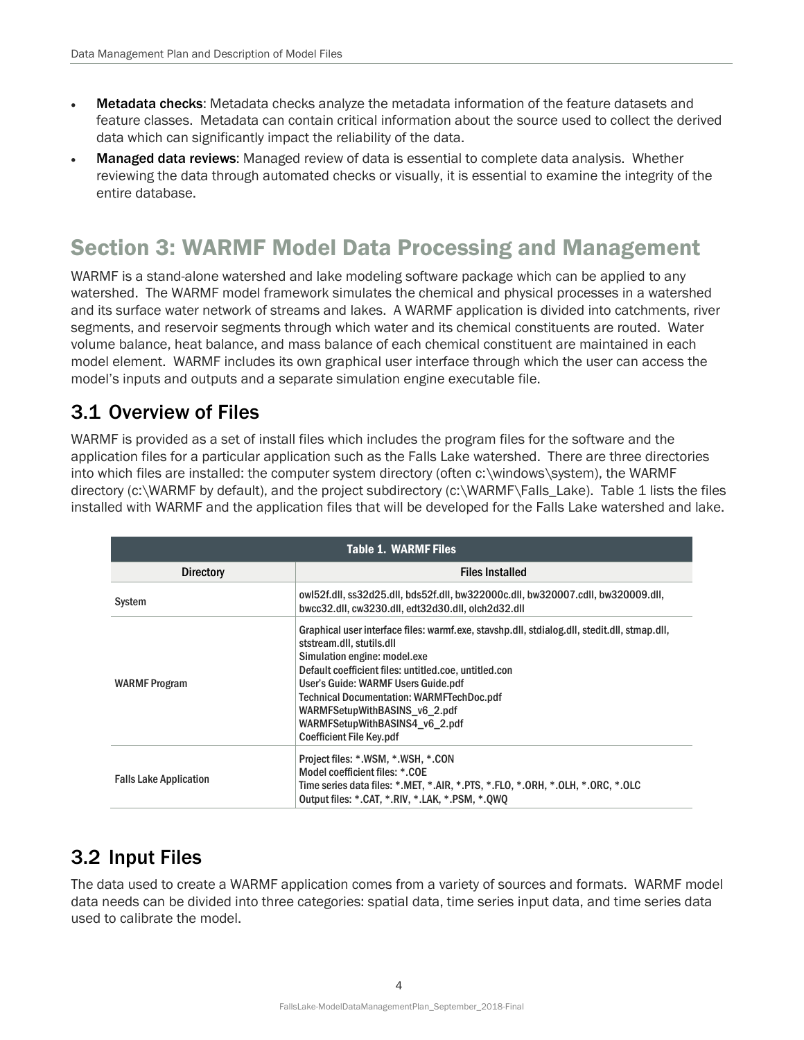- **Metadata checks**: Metadata checks analyze the metadata information of the feature datasets and feature classes. Metadata can contain critical information about the source used to collect the derived data which can significantly impact the reliability of the data.
- **Managed data reviews**: Managed review of data is essential to complete data analysis. Whether reviewing the data through automated checks or visually, it is essential to examine the integrity of the entire database.

# Section 3: WARMF Model Data Processing and Management

WARMF is a stand-alone watershed and lake modeling software package which can be applied to any watershed. The WARMF model framework simulates the chemical and physical processes in a watershed and its surface water network of streams and lakes. A WARMF application is divided into catchments, river segments, and reservoir segments through which water and its chemical constituents are routed. Water volume balance, heat balance, and mass balance of each chemical constituent are maintained in each model element. WARMF includes its own graphical user interface through which the user can access the model's inputs and outputs and a separate simulation engine executable file.

## 3.1 Overview of Files

WARMF is provided as a set of install files which includes the program files for the software and the application files for a particular application such as the Falls Lake watershed. There are three directories into which files are installed: the computer system directory (often c:\windows\system), the WARMF directory (c:\WARMF by default), and the project subdirectory (c:\WARMF\Falls_Lake). Table 1 lists the files installed with WARMF and the application files that will be developed for the Falls Lake watershed and lake.

**Table 1. WARMF Files**

| Directory | Files Installed |
|---|---|
| System | owl52f.dll, ss32d25.dll, bds52f.dll, bw322000c.dll, bw320007.cdll, bw320009.dll, bwcc32.dll, cw3230.dll, edt32d30.dll, olch2d32.dll |
| WARMF Program | Graphical user interface files: warmf.exe, stavshp.dll, stdialog.dll, stedit.dll, stmap.dll, ststream.dll, stutils.dll<br>Simulation engine: model.exe<br>Default coefficient files: untitled.coe, untitled.con<br>User's Guide: WARMF Users Guide.pdf<br>Technical Documentation: WARMFTechDoc.pdf<br>WARMFSetupWithBASINS_v6_2.pdf<br>WARMFSetupWithBASINS4_v6_2.pdf<br>Coefficient File Key.pdf |
| Falls Lake Application | Project files: *.WSM, *.WSH, *.CON<br>Model coefficient files: *.COE<br>Time series data files: *.MET, *.AIR, *.PTS, *.FLO, *.ORH, *.OLH, *.ORC, *.OLC<br>Output files: *.CAT, *.RIV, *.LAK, *.PSM, *.QWQ |

## 3.2 Input Files

The data used to create a WARMF application comes from a variety of sources and formats. WARMF model data needs can be divided into three categories: spatial data, time series input data, and time series data used to calibrate the model.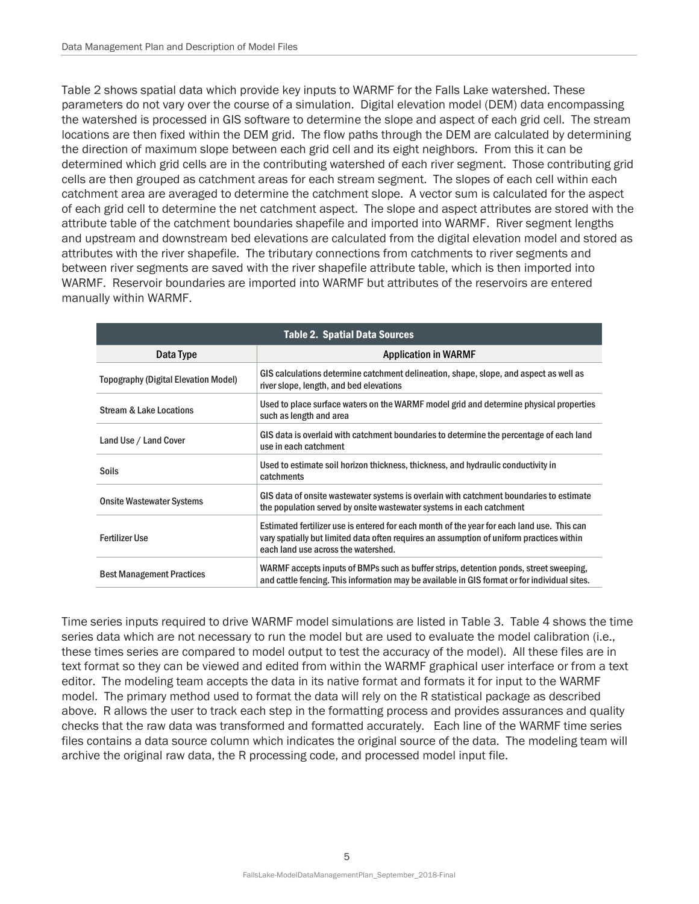Table 2 shows spatial data which provide key inputs to WARMF for the Falls Lake watershed. These parameters do not vary over the course of a simulation. Digital elevation model (DEM) data encompassing the watershed is processed in GIS software to determine the slope and aspect of each grid cell. The stream locations are then fixed within the DEM grid. The flow paths through the DEM are calculated by determining the direction of maximum slope between each grid cell and its eight neighbors. From this it can be determined which grid cells are in the contributing watershed of each river segment. Those contributing grid cells are then grouped as catchment areas for each stream segment. The slopes of each cell within each catchment area are averaged to determine the catchment slope. A vector sum is calculated for the aspect of each grid cell to determine the net catchment aspect. The slope and aspect attributes are stored with the attribute table of the catchment boundaries shapefile and imported into WARMF. River segment lengths and upstream and downstream bed elevations are calculated from the digital elevation model and stored as attributes with the river shapefile. The tributary connections from catchments to river segments and between river segments are saved with the river shapefile attribute table, which is then imported into WARMF. Reservoir boundaries are imported into WARMF but attributes of the reservoirs are entered manually within WARMF.

**Table 2. Spatial Data Sources**

| Data Type | Application in WARMF |
|---|---|
| Topography (Digital Elevation Model) | GIS calculations determine catchment delineation, shape, slope, and aspect as well as river slope, length, and bed elevations |
| Stream & Lake Locations | Used to place surface waters on the WARMF model grid and determine physical properties such as length and area |
| Land Use / Land Cover | GIS data is overlaid with catchment boundaries to determine the percentage of each land use in each catchment |
| Soils | Used to estimate soil horizon thickness, thickness, and hydraulic conductivity in catchments |
| Onsite Wastewater Systems | GIS data of onsite wastewater systems is overlain with catchment boundaries to estimate the population served by onsite wastewater systems in each catchment |
| Fertilizer Use | Estimated fertilizer use is entered for each month of the year for each land use. This can vary spatially but limited data often requires an assumption of uniform practices within each land use across the watershed. |
| Best Management Practices | WARMF accepts inputs of BMPs such as buffer strips, detention ponds, street sweeping, and cattle fencing. This information may be available in GIS format or for individual sites. |

Time series inputs required to drive WARMF model simulations are listed in Table 3. Table 4 shows the time series data which are not necessary to run the model but are used to evaluate the model calibration (i.e., these times series are compared to model output to test the accuracy of the model). All these files are in text format so they can be viewed and edited from within the WARMF graphical user interface or from a text editor. The modeling team accepts the data in its native format and formats it for input to the WARMF model. The primary method used to format the data will rely on the R statistical package as described above. R allows the user to track each step in the formatting process and provides assurances and quality checks that the raw data was transformed and formatted accurately. Each line of the WARMF time series files contains a data source column which indicates the original source of the data. The modeling team will archive the original raw data, the R processing code, and processed model input file.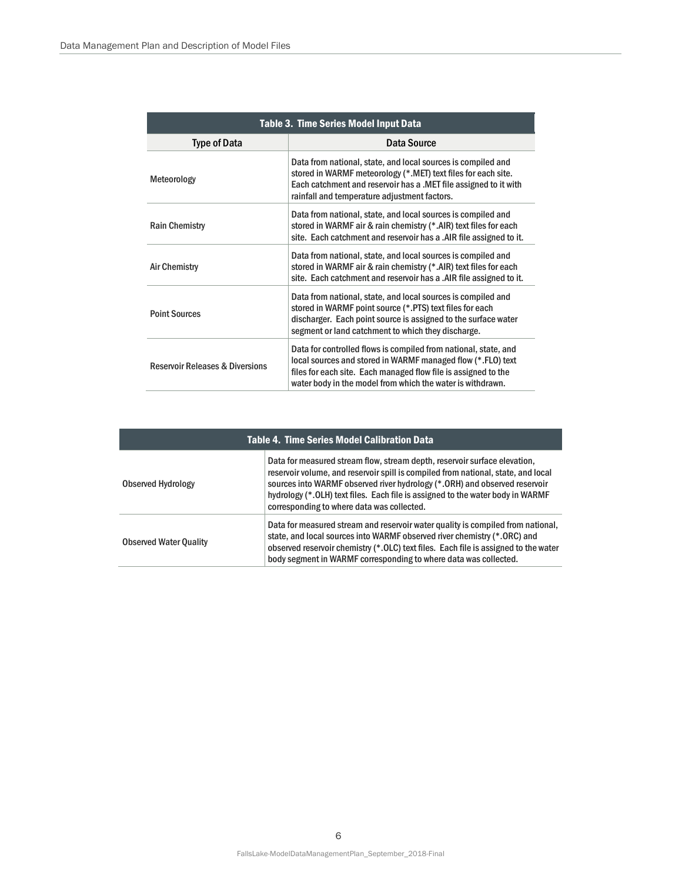| Table 3. Time Series Model Input Data | |
|---|---|
| **Type of Data** | **Data Source** |
| Meteorology | Data from national, state, and local sources is compiled and stored in WARMF meteorology (*.MET) text files for each site. Each catchment and reservoir has a .MET file assigned to it with rainfall and temperature adjustment factors. |
| Rain Chemistry | Data from national, state, and local sources is compiled and stored in WARMF air & rain chemistry (*.AIR) text files for each site. Each catchment and reservoir has a .AIR file assigned to it. |
| Air Chemistry | Data from national, state, and local sources is compiled and stored in WARMF air & rain chemistry (*.AIR) text files for each site. Each catchment and reservoir has a .AIR file assigned to it. |
| Point Sources | Data from national, state, and local sources is compiled and stored in WARMF point source (*.PTS) text files for each discharger. Each point source is assigned to the surface water segment or land catchment to which they discharge. |
| Reservoir Releases & Diversions | Data for controlled flows is compiled from national, state, and local sources and stored in WARMF managed flow (*.FLO) text files for each site. Each managed flow file is assigned to the water body in the model from which the water is withdrawn. |

| Table 4. Time Series Model Calibration Data | |
|---|---|
| Observed Hydrology | Data for measured stream flow, stream depth, reservoir surface elevation, reservoir volume, and reservoir spill is compiled from national, state, and local sources into WARMF observed river hydrology (*.ORH) and observed reservoir hydrology (*.OLH) text files. Each file is assigned to the water body in WARMF corresponding to where data was collected. |
| Observed Water Quality | Data for measured stream and reservoir water quality is compiled from national, state, and local sources into WARMF observed river chemistry (*.ORC) and observed reservoir chemistry (*.OLC) text files. Each file is assigned to the water body segment in WARMF corresponding to where data was collected. |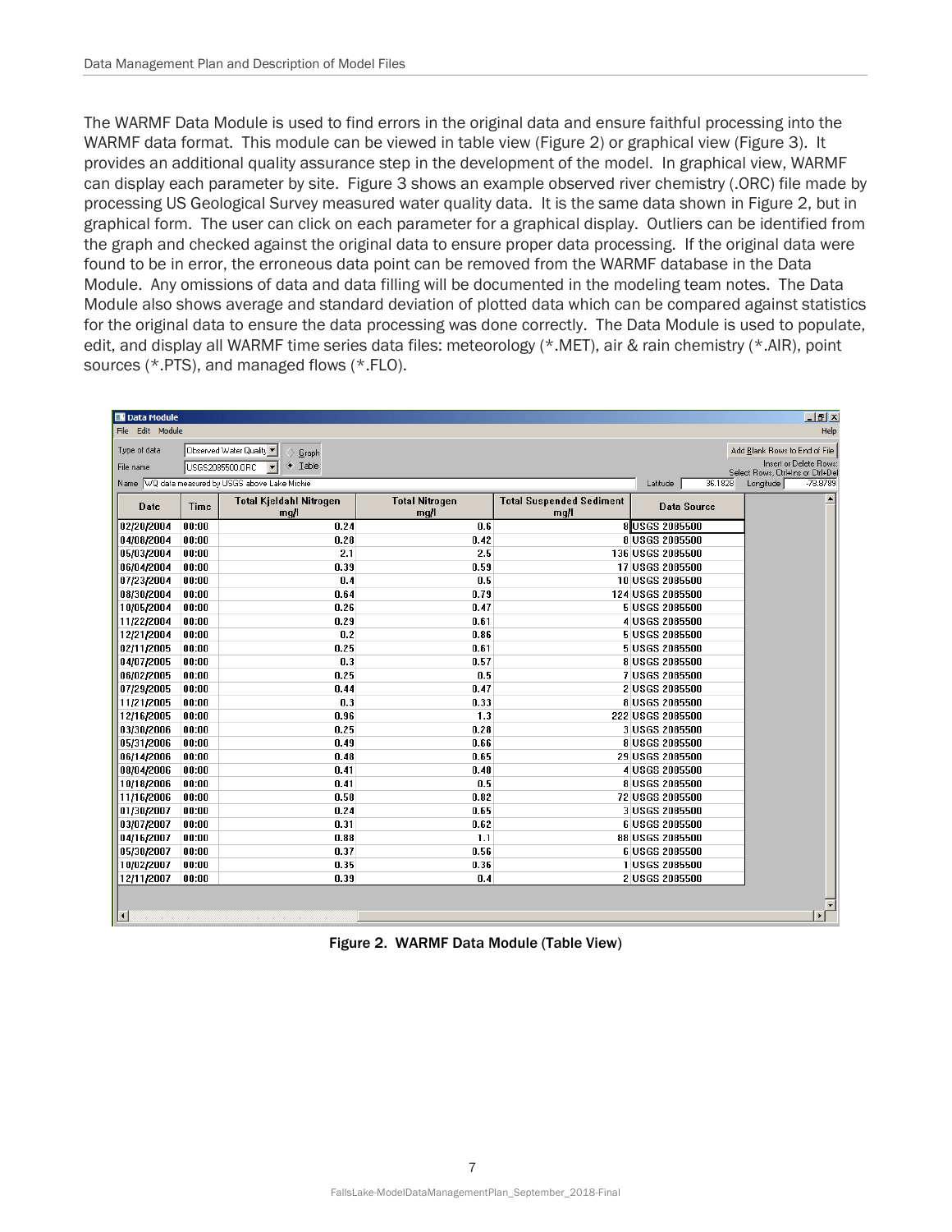The WARMF Data Module is used to find errors in the original data and ensure faithful processing into the WARMF data format. This module can be viewed in table view (Figure 2) or graphical view (Figure 3). It provides an additional quality assurance step in the development of the model. In graphical view, WARMF can display each parameter by site. Figure 3 shows an example observed river chemistry (.ORC) file made by processing US Geological Survey measured water quality data. It is the same data shown in Figure 2, but in graphical form. The user can click on each parameter for a graphical display. Outliers can be identified from the graph and checked against the original data to ensure proper data processing. If the original data were found to be in error, the erroneous data point can be removed from the WARMF database in the Data Module. Any omissions of data and data filling will be documented in the modeling team notes. The Data Module also shows average and standard deviation of plotted data which can be compared against statistics for the original data to ensure the data processing was done correctly. The Data Module is used to populate, edit, and display all WARMF time series data files: meteorology (*.MET), air & rain chemistry (*.AIR), point sources (*.PTS), and managed flows (*.FLO).

Data Module

File Edit Module Help

Type of data: Observed Water Quality — Graph / Table

File name: USGS2085500.ORC

Name: WQ data measured by USGS above Lake Michie — Latitude 36.1828 — Longitude -78.8789

Add Blank Rows to End of File — Insert or Delete Rows: Select Rows, Ctrl+Ins or Ctrl+Del

| Date | Time | Total Kjeldahl Nitrogen mg/l | Total Nitrogen mg/l | Total Suspended Sediment mg/l | Data Source |
|---|---|---|---|---|---|
| 02/20/2004 | 00:00 | 0.24 | 0.6 | 8 | USGS 2085500 |
| 04/08/2004 | 00:00 | 0.28 | 0.42 | 8 | USGS 2085500 |
| 05/03/2004 | 00:00 | 2.1 | 2.5 | 136 | USGS 2085500 |
| 06/04/2004 | 00:00 | 0.39 | 0.59 | 17 | USGS 2085500 |
| 07/23/2004 | 00:00 | 0.4 | 0.5 | 10 | USGS 2085500 |
| 08/30/2004 | 00:00 | 0.64 | 0.79 | 124 | USGS 2085500 |
| 10/05/2004 | 00:00 | 0.26 | 0.47 | 5 | USGS 2085500 |
| 11/22/2004 | 00:00 | 0.29 | 0.61 | 4 | USGS 2085500 |
| 12/21/2004 | 00:00 | 0.2 | 0.86 | 5 | USGS 2085500 |
| 02/11/2005 | 00:00 | 0.25 | 0.61 | 5 | USGS 2085500 |
| 04/07/2005 | 00:00 | 0.3 | 0.57 | 8 | USGS 2085500 |
| 06/02/2005 | 00:00 | 0.25 | 0.5 | 7 | USGS 2085500 |
| 07/29/2005 | 00:00 | 0.44 | 0.47 | 2 | USGS 2085500 |
| 11/21/2005 | 00:00 | 0.3 | 0.33 | 8 | USGS 2085500 |
| 12/16/2005 | 00:00 | 0.96 | 1.3 | 222 | USGS 2085500 |
| 03/30/2006 | 00:00 | 0.25 | 0.28 | 3 | USGS 2085500 |
| 05/31/2006 | 00:00 | 0.49 | 0.66 | 8 | USGS 2085500 |
| 06/14/2006 | 00:00 | 0.48 | 0.65 | 29 | USGS 2085500 |
| 08/04/2006 | 00:00 | 0.41 | 0.48 | 4 | USGS 2085500 |
| 10/18/2006 | 00:00 | 0.41 | 0.5 | 8 | USGS 2085500 |
| 11/16/2006 | 00:00 | 0.58 | 0.82 | 72 | USGS 2085500 |
| 01/30/2007 | 00:00 | 0.24 | 0.65 | 3 | USGS 2085500 |
| 03/07/2007 | 00:00 | 0.31 | 0.62 | 6 | USGS 2085500 |
| 04/16/2007 | 00:00 | 0.88 | 1.1 | 88 | USGS 2085500 |
| 05/30/2007 | 00:00 | 0.37 | 0.56 | 6 | USGS 2085500 |
| 10/02/2007 | 00:00 | 0.35 | 0.36 | 1 | USGS 2085500 |
| 12/11/2007 | 00:00 | 0.39 | 0.4 | 2 | USGS 2085500 |

Figure 2. WARMF Data Module (Table View)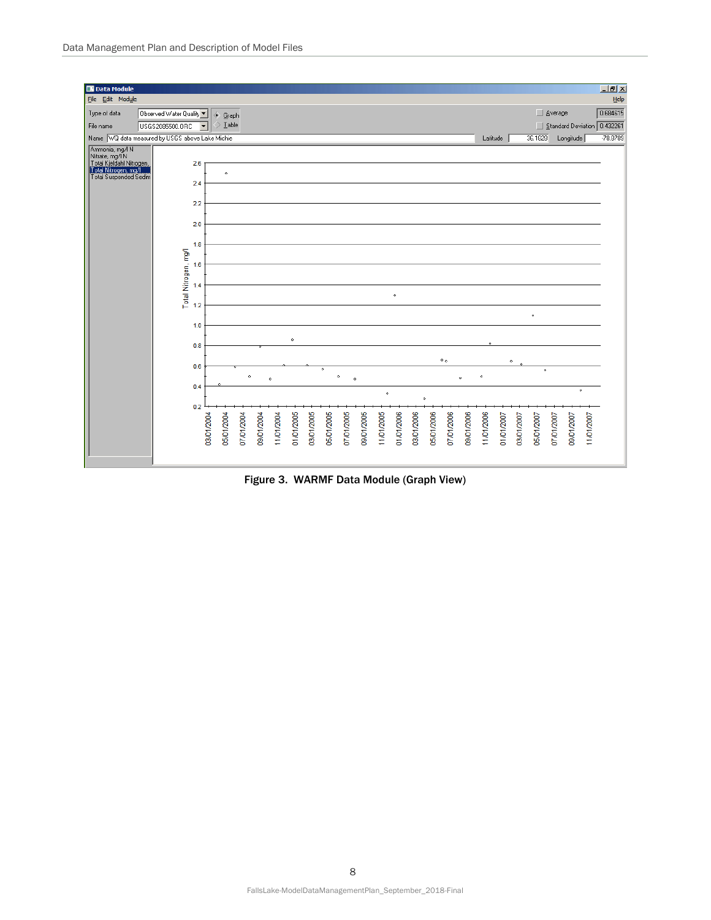Figure 3. WARMF Data Module (Graph View)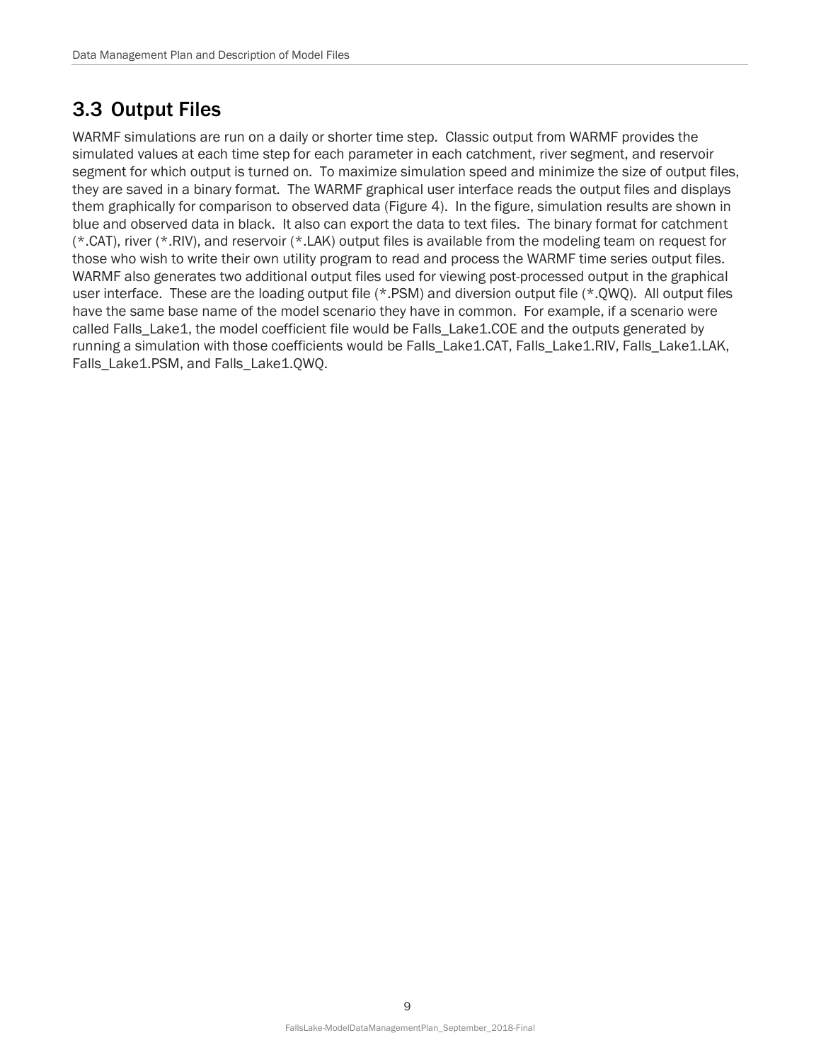## 3.3 Output Files

WARMF simulations are run on a daily or shorter time step. Classic output from WARMF provides the simulated values at each time step for each parameter in each catchment, river segment, and reservoir segment for which output is turned on. To maximize simulation speed and minimize the size of output files, they are saved in a binary format. The WARMF graphical user interface reads the output files and displays them graphically for comparison to observed data (Figure 4). In the figure, simulation results are shown in blue and observed data in black. It also can export the data to text files. The binary format for catchment (*.CAT), river (*.RIV), and reservoir (*.LAK) output files is available from the modeling team on request for those who wish to write their own utility program to read and process the WARMF time series output files. WARMF also generates two additional output files used for viewing post-processed output in the graphical user interface. These are the loading output file (*.PSM) and diversion output file (*.QWQ). All output files have the same base name of the model scenario they have in common. For example, if a scenario were called Falls_Lake1, the model coefficient file would be Falls_Lake1.COE and the outputs generated by running a simulation with those coefficients would be Falls_Lake1.CAT, Falls_Lake1.RIV, Falls_Lake1.LAK, Falls_Lake1.PSM, and Falls_Lake1.QWQ.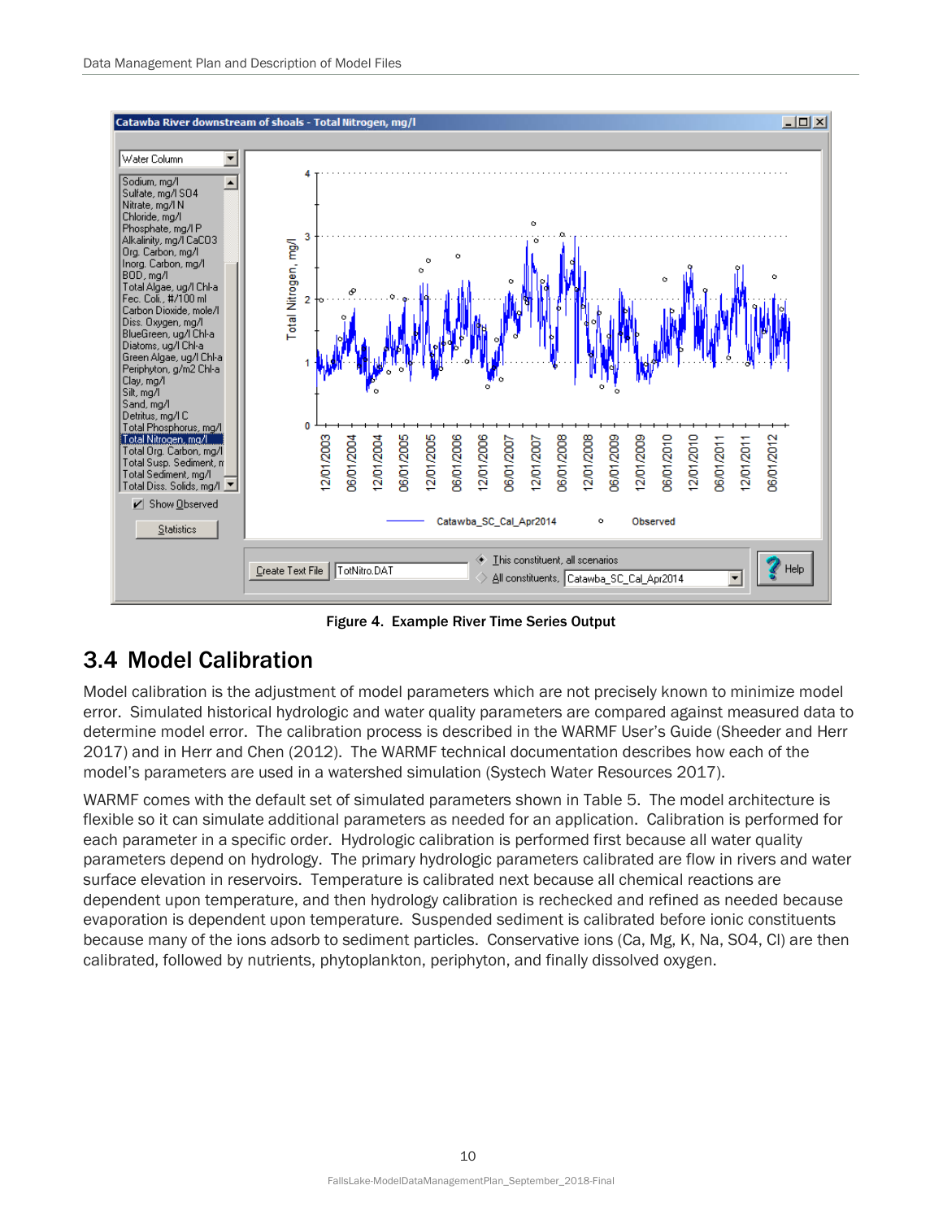Figure 4. Example River Time Series Output

## 3.4 Model Calibration

Model calibration is the adjustment of model parameters which are not precisely known to minimize model error. Simulated historical hydrologic and water quality parameters are compared against measured data to determine model error. The calibration process is described in the WARMF User's Guide (Sheeder and Herr 2017) and in Herr and Chen (2012). The WARMF technical documentation describes how each of the model's parameters are used in a watershed simulation (Systech Water Resources 2017).

WARMF comes with the default set of simulated parameters shown in Table 5. The model architecture is flexible so it can simulate additional parameters as needed for an application. Calibration is performed for each parameter in a specific order. Hydrologic calibration is performed first because all water quality parameters depend on hydrology. The primary hydrologic parameters calibrated are flow in rivers and water surface elevation in reservoirs. Temperature is calibrated next because all chemical reactions are dependent upon temperature, and then hydrology calibration is rechecked and refined as needed because evaporation is dependent upon temperature. Suspended sediment is calibrated before ionic constituents because many of the ions adsorb to sediment particles. Conservative ions (Ca, Mg, K, Na, SO4, Cl) are then calibrated, followed by nutrients, phytoplankton, periphyton, and finally dissolved oxygen.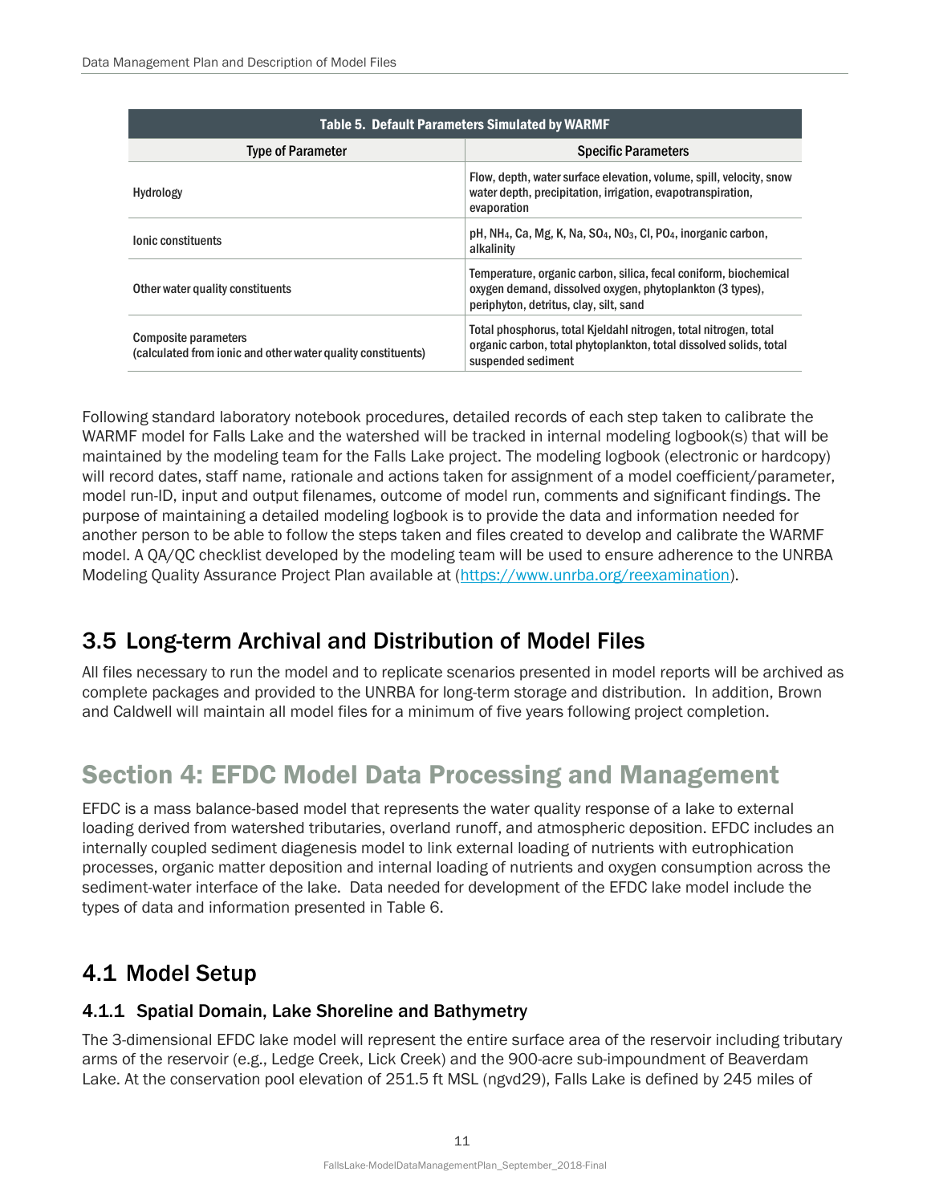| Table 5. Default Parameters Simulated by WARMF | |
|---|---|
| **Type of Parameter** | **Specific Parameters** |
| Hydrology | Flow, depth, water surface elevation, volume, spill, velocity, snow water depth, precipitation, irrigation, evapotranspiration, evaporation |
| Ionic constituents | pH, $NH_4$, Ca, Mg, K, Na, $SO_4$, $NO_3$, Cl, $PO_4$, inorganic carbon, alkalinity |
| Other water quality constituents | Temperature, organic carbon, silica, fecal coniform, biochemical oxygen demand, dissolved oxygen, phytoplankton (3 types), periphyton, detritus, clay, silt, sand |
| Composite parameters (calculated from ionic and other water quality constituents) | Total phosphorus, total Kjeldahl nitrogen, total nitrogen, total organic carbon, total phytoplankton, total dissolved solids, total suspended sediment |

Following standard laboratory notebook procedures, detailed records of each step taken to calibrate the WARMF model for Falls Lake and the watershed will be tracked in internal modeling logbook(s) that will be maintained by the modeling team for the Falls Lake project. The modeling logbook (electronic or hardcopy) will record dates, staff name, rationale and actions taken for assignment of a model coefficient/parameter, model run-ID, input and output filenames, outcome of model run, comments and significant findings. The purpose of maintaining a detailed modeling logbook is to provide the data and information needed for another person to be able to follow the steps taken and files created to develop and calibrate the WARMF model. A QA/QC checklist developed by the modeling team will be used to ensure adherence to the UNRBA Modeling Quality Assurance Project Plan available at (https://www.unrba.org/reexamination).

## 3.5 Long-term Archival and Distribution of Model Files

All files necessary to run the model and to replicate scenarios presented in model reports will be archived as complete packages and provided to the UNRBA for long-term storage and distribution. In addition, Brown and Caldwell will maintain all model files for a minimum of five years following project completion.

# Section 4: EFDC Model Data Processing and Management

EFDC is a mass balance-based model that represents the water quality response of a lake to external loading derived from watershed tributaries, overland runoff, and atmospheric deposition. EFDC includes an internally coupled sediment diagenesis model to link external loading of nutrients with eutrophication processes, organic matter deposition and internal loading of nutrients and oxygen consumption across the sediment-water interface of the lake. Data needed for development of the EFDC lake model include the types of data and information presented in Table 6.

## 4.1 Model Setup

### 4.1.1 Spatial Domain, Lake Shoreline and Bathymetry

The 3-dimensional EFDC lake model will represent the entire surface area of the reservoir including tributary arms of the reservoir (e.g., Ledge Creek, Lick Creek) and the 900-acre sub-impoundment of Beaverdam Lake. At the conservation pool elevation of 251.5 ft MSL (ngvd29), Falls Lake is defined by 245 miles of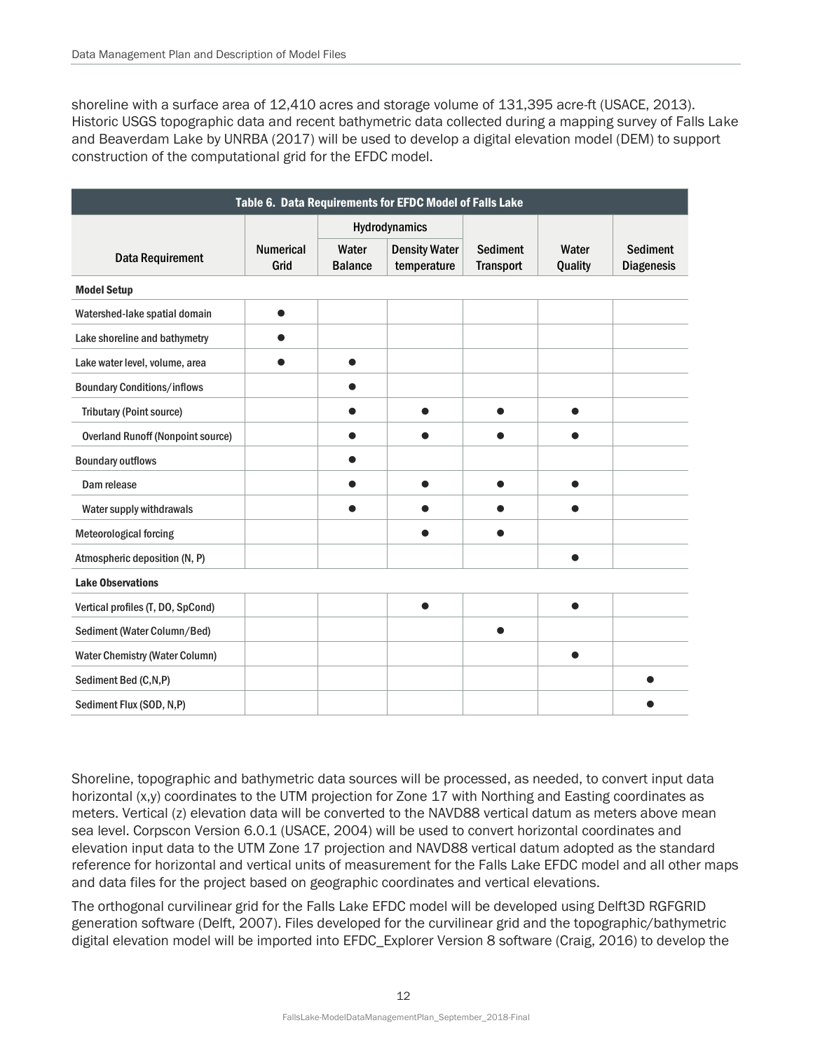shoreline with a surface area of 12,410 acres and storage volume of 131,395 acre-ft (USACE, 2013). Historic USGS topographic data and recent bathymetric data collected during a mapping survey of Falls Lake and Beaverdam Lake by UNRBA (2017) will be used to develop a digital elevation model (DEM) to support construction of the computational grid for the EFDC model.

**Table 6. Data Requirements for EFDC Model of Falls Lake**

| Data Requirement | Numerical Grid | Hydrodynamics | | Sediment Transport | Water Quality | Sediment Diagenesis |
|---|---|---|---|---|---|---|
| | | Water Balance | Density Water temperature | | | |
| **Model Setup** | | | | | | |
| Watershed-lake spatial domain | ● | | | | | |
| Lake shoreline and bathymetry | ● | | | | | |
| Lake water level, volume, area | ● | ● | | | | |
| Boundary Conditions/inflows | | ● | | | | |
| Tributary (Point source) | | ● | ● | ● | ● | |
| Overland Runoff (Nonpoint source) | | ● | ● | ● | ● | |
| Boundary outflows | | ● | | | | |
| Dam release | | ● | ● | ● | ● | |
| Water supply withdrawals | | ● | ● | ● | ● | |
| Meteorological forcing | | | ● | ● | | |
| Atmospheric deposition (N, P) | | | | | ● | |
| **Lake Observations** | | | | | | |
| Vertical profiles (T, DO, SpCond) | | | ● | | ● | |
| Sediment (Water Column/Bed) | | | | ● | | |
| Water Chemistry (Water Column) | | | | | ● | |
| Sediment Bed (C,N,P) | | | | | | ● |
| Sediment Flux (SOD, N,P) | | | | | | ● |

Shoreline, topographic and bathymetric data sources will be processed, as needed, to convert input data horizontal (x,y) coordinates to the UTM projection for Zone 17 with Northing and Easting coordinates as meters. Vertical (z) elevation data will be converted to the NAVD88 vertical datum as meters above mean sea level. Corpscon Version 6.0.1 (USACE, 2004) will be used to convert horizontal coordinates and elevation input data to the UTM Zone 17 projection and NAVD88 vertical datum adopted as the standard reference for horizontal and vertical units of measurement for the Falls Lake EFDC model and all other maps and data files for the project based on geographic coordinates and vertical elevations.

The orthogonal curvilinear grid for the Falls Lake EFDC model will be developed using Delft3D RGFGRID generation software (Delft, 2007). Files developed for the curvilinear grid and the topographic/bathymetric digital elevation model will be imported into EFDC_Explorer Version 8 software (Craig, 2016) to develop the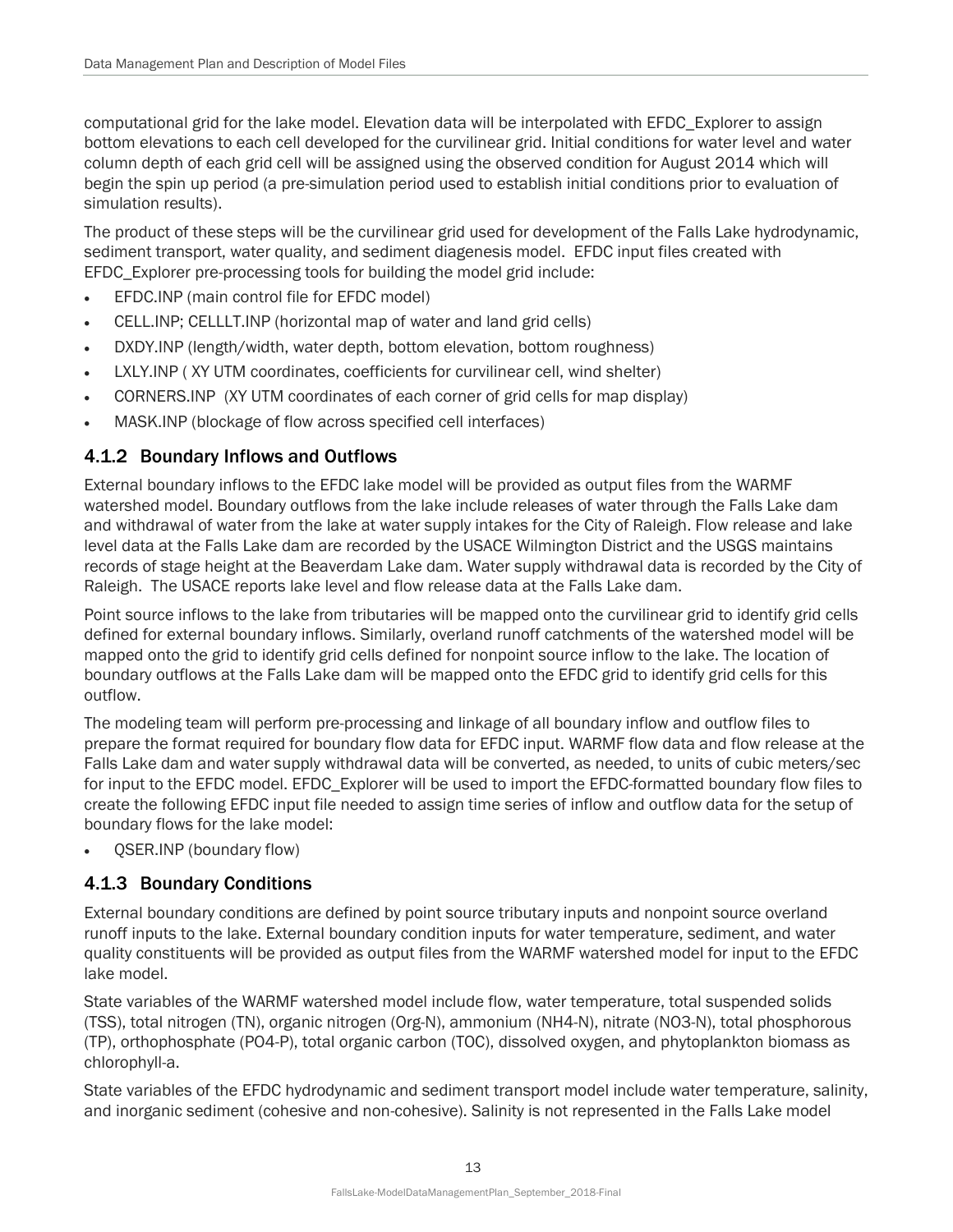computational grid for the lake model. Elevation data will be interpolated with EFDC_Explorer to assign bottom elevations to each cell developed for the curvilinear grid. Initial conditions for water level and water column depth of each grid cell will be assigned using the observed condition for August 2014 which will begin the spin up period (a pre-simulation period used to establish initial conditions prior to evaluation of simulation results).

The product of these steps will be the curvilinear grid used for development of the Falls Lake hydrodynamic, sediment transport, water quality, and sediment diagenesis model. EFDC input files created with EFDC_Explorer pre-processing tools for building the model grid include:

- EFDC.INP (main control file for EFDC model)
- CELL.INP; CELLLT.INP (horizontal map of water and land grid cells)
- DXDY.INP (length/width, water depth, bottom elevation, bottom roughness)
- LXLY.INP ( XY UTM coordinates, coefficients for curvilinear cell, wind shelter)
- CORNERS.INP (XY UTM coordinates of each corner of grid cells for map display)
- MASK.INP (blockage of flow across specified cell interfaces)

### 4.1.2 Boundary Inflows and Outflows

External boundary inflows to the EFDC lake model will be provided as output files from the WARMF watershed model. Boundary outflows from the lake include releases of water through the Falls Lake dam and withdrawal of water from the lake at water supply intakes for the City of Raleigh. Flow release and lake level data at the Falls Lake dam are recorded by the USACE Wilmington District and the USGS maintains records of stage height at the Beaverdam Lake dam. Water supply withdrawal data is recorded by the City of Raleigh. The USACE reports lake level and flow release data at the Falls Lake dam.

Point source inflows to the lake from tributaries will be mapped onto the curvilinear grid to identify grid cells defined for external boundary inflows. Similarly, overland runoff catchments of the watershed model will be mapped onto the grid to identify grid cells defined for nonpoint source inflow to the lake. The location of boundary outflows at the Falls Lake dam will be mapped onto the EFDC grid to identify grid cells for this outflow.

The modeling team will perform pre-processing and linkage of all boundary inflow and outflow files to prepare the format required for boundary flow data for EFDC input. WARMF flow data and flow release at the Falls Lake dam and water supply withdrawal data will be converted, as needed, to units of cubic meters/sec for input to the EFDC model. EFDC_Explorer will be used to import the EFDC-formatted boundary flow files to create the following EFDC input file needed to assign time series of inflow and outflow data for the setup of boundary flows for the lake model:

- QSER.INP (boundary flow)

### 4.1.3 Boundary Conditions

External boundary conditions are defined by point source tributary inputs and nonpoint source overland runoff inputs to the lake. External boundary condition inputs for water temperature, sediment, and water quality constituents will be provided as output files from the WARMF watershed model for input to the EFDC lake model.

State variables of the WARMF watershed model include flow, water temperature, total suspended solids (TSS), total nitrogen (TN), organic nitrogen (Org-N), ammonium (NH4-N), nitrate (NO3-N), total phosphorous (TP), orthophosphate (PO4-P), total organic carbon (TOC), dissolved oxygen, and phytoplankton biomass as chlorophyll-a.

State variables of the EFDC hydrodynamic and sediment transport model include water temperature, salinity, and inorganic sediment (cohesive and non-cohesive). Salinity is not represented in the Falls Lake model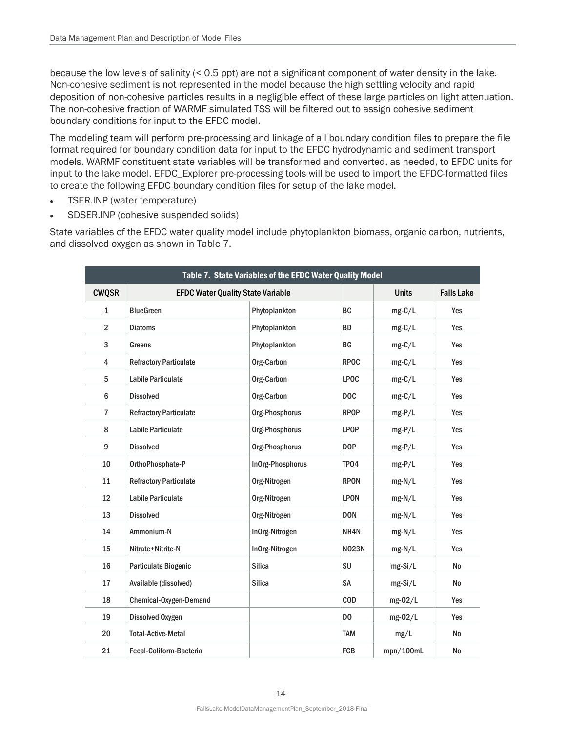because the low levels of salinity (< 0.5 ppt) are not a significant component of water density in the lake. Non-cohesive sediment is not represented in the model because the high settling velocity and rapid deposition of non-cohesive particles results in a negligible effect of these large particles on light attenuation. The non-cohesive fraction of WARMF simulated TSS will be filtered out to assign cohesive sediment boundary conditions for input to the EFDC model.

The modeling team will perform pre-processing and linkage of all boundary condition files to prepare the file format required for boundary condition data for input to the EFDC hydrodynamic and sediment transport models. WARMF constituent state variables will be transformed and converted, as needed, to EFDC units for input to the lake model. EFDC_Explorer pre-processing tools will be used to import the EFDC-formatted files to create the following EFDC boundary condition files for setup of the lake model.

- TSER.INP (water temperature)
- SDSER.INP (cohesive suspended solids)

State variables of the EFDC water quality model include phytoplankton biomass, organic carbon, nutrients, and dissolved oxygen as shown in Table 7.

**Table 7. State Variables of the EFDC Water Quality Model**

| CWQSR | EFDC Water Quality State Variable | | | Units | Falls Lake |
|---|---|---|---|---|---|
| 1 | BlueGreen | Phytoplankton | BC | mg-C/L | Yes |
| 2 | Diatoms | Phytoplankton | BD | mg-C/L | Yes |
| 3 | Greens | Phytoplankton | BG | mg-C/L | Yes |
| 4 | Refractory Particulate | Org-Carbon | RPOC | mg-C/L | Yes |
| 5 | Labile Particulate | Org-Carbon | LPOC | mg-C/L | Yes |
| 6 | Dissolved | Org-Carbon | DOC | mg-C/L | Yes |
| 7 | Refractory Particulate | Org-Phosphorus | RPOP | mg-P/L | Yes |
| 8 | Labile Particulate | Org-Phosphorus | LPOP | mg-P/L | Yes |
| 9 | Dissolved | Org-Phosphorus | DOP | mg-P/L | Yes |
| 10 | OrthoPhosphate-P | InOrg-Phosphorus | TPO4 | mg-P/L | Yes |
| 11 | Refractory Particulate | Org-Nitrogen | RPON | mg-N/L | Yes |
| 12 | Labile Particulate | Org-Nitrogen | LPON | mg-N/L | Yes |
| 13 | Dissolved | Org-Nitrogen | DON | mg-N/L | Yes |
| 14 | Ammonium-N | InOrg-Nitrogen | NH4N | mg-N/L | Yes |
| 15 | Nitrate+Nitrite-N | InOrg-Nitrogen | NO23N | mg-N/L | Yes |
| 16 | Particulate Biogenic | Silica | SU | mg-Si/L | No |
| 17 | Available (dissolved) | Silica | SA | mg-Si/L | No |
| 18 | Chemical-Oxygen-Demand | | COD | mg-O2/L | Yes |
| 19 | Dissolved Oxygen | | DO | mg-O2/L | Yes |
| 20 | Total-Active-Metal | | TAM | mg/L | No |
| 21 | Fecal-Coliform-Bacteria | | FCB | mpn/100mL | No |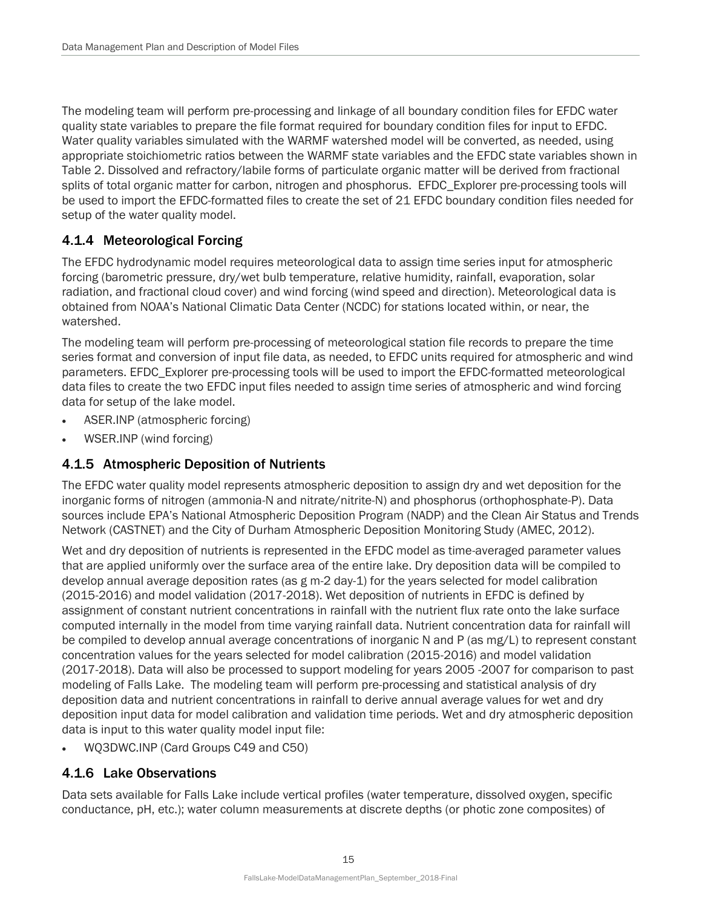The modeling team will perform pre-processing and linkage of all boundary condition files for EFDC water quality state variables to prepare the file format required for boundary condition files for input to EFDC. Water quality variables simulated with the WARMF watershed model will be converted, as needed, using appropriate stoichiometric ratios between the WARMF state variables and the EFDC state variables shown in Table 2. Dissolved and refractory/labile forms of particulate organic matter will be derived from fractional splits of total organic matter for carbon, nitrogen and phosphorus. EFDC_Explorer pre-processing tools will be used to import the EFDC-formatted files to create the set of 21 EFDC boundary condition files needed for setup of the water quality model.

### 4.1.4 Meteorological Forcing

The EFDC hydrodynamic model requires meteorological data to assign time series input for atmospheric forcing (barometric pressure, dry/wet bulb temperature, relative humidity, rainfall, evaporation, solar radiation, and fractional cloud cover) and wind forcing (wind speed and direction). Meteorological data is obtained from NOAA's National Climatic Data Center (NCDC) for stations located within, or near, the watershed.

The modeling team will perform pre-processing of meteorological station file records to prepare the time series format and conversion of input file data, as needed, to EFDC units required for atmospheric and wind parameters. EFDC_Explorer pre-processing tools will be used to import the EFDC-formatted meteorological data files to create the two EFDC input files needed to assign time series of atmospheric and wind forcing data for setup of the lake model.

- ASER.INP (atmospheric forcing)
- WSER.INP (wind forcing)

### 4.1.5 Atmospheric Deposition of Nutrients

The EFDC water quality model represents atmospheric deposition to assign dry and wet deposition for the inorganic forms of nitrogen (ammonia-N and nitrate/nitrite-N) and phosphorus (orthophosphate-P). Data sources include EPA's National Atmospheric Deposition Program (NADP) and the Clean Air Status and Trends Network (CASTNET) and the City of Durham Atmospheric Deposition Monitoring Study (AMEC, 2012).

Wet and dry deposition of nutrients is represented in the EFDC model as time-averaged parameter values that are applied uniformly over the surface area of the entire lake. Dry deposition data will be compiled to develop annual average deposition rates (as g m-2 day-1) for the years selected for model calibration (2015-2016) and model validation (2017-2018). Wet deposition of nutrients in EFDC is defined by assignment of constant nutrient concentrations in rainfall with the nutrient flux rate onto the lake surface computed internally in the model from time varying rainfall data. Nutrient concentration data for rainfall will be compiled to develop annual average concentrations of inorganic N and P (as mg/L) to represent constant concentration values for the years selected for model calibration (2015-2016) and model validation (2017-2018). Data will also be processed to support modeling for years 2005 -2007 for comparison to past modeling of Falls Lake. The modeling team will perform pre-processing and statistical analysis of dry deposition data and nutrient concentrations in rainfall to derive annual average values for wet and dry deposition input data for model calibration and validation time periods. Wet and dry atmospheric deposition data is input to this water quality model input file:

- WQ3DWC.INP (Card Groups C49 and C50)

### 4.1.6 Lake Observations

Data sets available for Falls Lake include vertical profiles (water temperature, dissolved oxygen, specific conductance, pH, etc.); water column measurements at discrete depths (or photic zone composites) of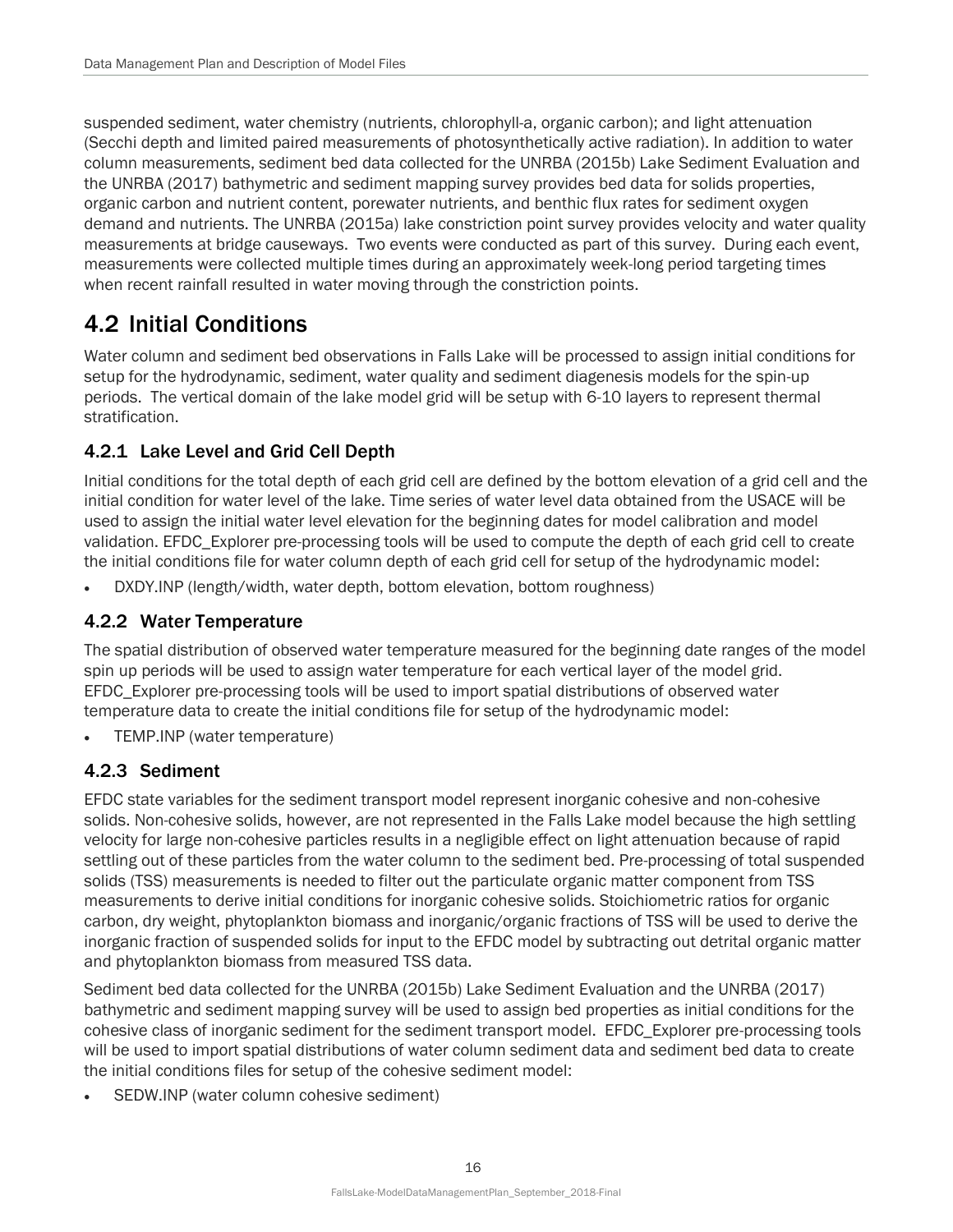suspended sediment, water chemistry (nutrients, chlorophyll-a, organic carbon); and light attenuation (Secchi depth and limited paired measurements of photosynthetically active radiation). In addition to water column measurements, sediment bed data collected for the UNRBA (2015b) Lake Sediment Evaluation and the UNRBA (2017) bathymetric and sediment mapping survey provides bed data for solids properties, organic carbon and nutrient content, porewater nutrients, and benthic flux rates for sediment oxygen demand and nutrients. The UNRBA (2015a) lake constriction point survey provides velocity and water quality measurements at bridge causeways. Two events were conducted as part of this survey. During each event, measurements were collected multiple times during an approximately week-long period targeting times when recent rainfall resulted in water moving through the constriction points.

## 4.2 Initial Conditions

Water column and sediment bed observations in Falls Lake will be processed to assign initial conditions for setup for the hydrodynamic, sediment, water quality and sediment diagenesis models for the spin-up periods. The vertical domain of the lake model grid will be setup with 6-10 layers to represent thermal stratification.

### 4.2.1 Lake Level and Grid Cell Depth

Initial conditions for the total depth of each grid cell are defined by the bottom elevation of a grid cell and the initial condition for water level of the lake. Time series of water level data obtained from the USACE will be used to assign the initial water level elevation for the beginning dates for model calibration and model validation. EFDC_Explorer pre-processing tools will be used to compute the depth of each grid cell to create the initial conditions file for water column depth of each grid cell for setup of the hydrodynamic model:

- DXDY.INP (length/width, water depth, bottom elevation, bottom roughness)

### 4.2.2 Water Temperature

The spatial distribution of observed water temperature measured for the beginning date ranges of the model spin up periods will be used to assign water temperature for each vertical layer of the model grid. EFDC_Explorer pre-processing tools will be used to import spatial distributions of observed water temperature data to create the initial conditions file for setup of the hydrodynamic model:

- TEMP.INP (water temperature)

### 4.2.3 Sediment

EFDC state variables for the sediment transport model represent inorganic cohesive and non-cohesive solids. Non-cohesive solids, however, are not represented in the Falls Lake model because the high settling velocity for large non-cohesive particles results in a negligible effect on light attenuation because of rapid settling out of these particles from the water column to the sediment bed. Pre-processing of total suspended solids (TSS) measurements is needed to filter out the particulate organic matter component from TSS measurements to derive initial conditions for inorganic cohesive solids. Stoichiometric ratios for organic carbon, dry weight, phytoplankton biomass and inorganic/organic fractions of TSS will be used to derive the inorganic fraction of suspended solids for input to the EFDC model by subtracting out detrital organic matter and phytoplankton biomass from measured TSS data.

Sediment bed data collected for the UNRBA (2015b) Lake Sediment Evaluation and the UNRBA (2017) bathymetric and sediment mapping survey will be used to assign bed properties as initial conditions for the cohesive class of inorganic sediment for the sediment transport model. EFDC_Explorer pre-processing tools will be used to import spatial distributions of water column sediment data and sediment bed data to create the initial conditions files for setup of the cohesive sediment model:

- SEDW.INP (water column cohesive sediment)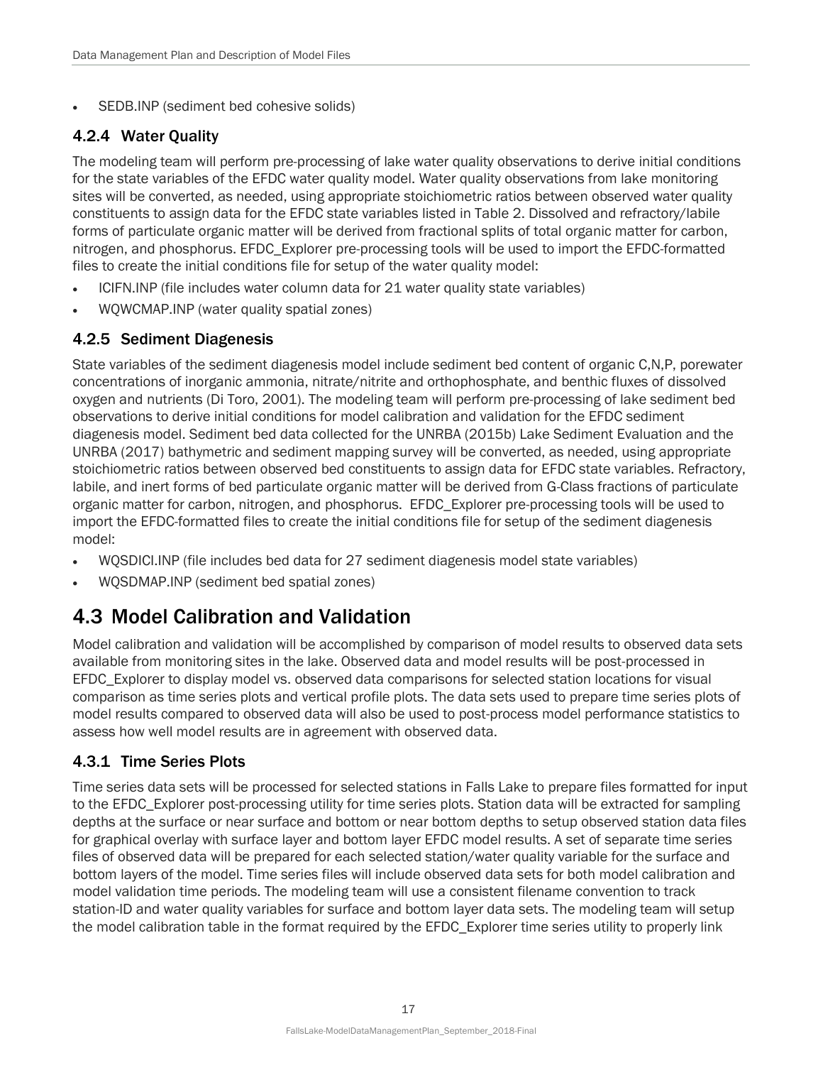- SEDB.INP (sediment bed cohesive solids)

### 4.2.4 Water Quality

The modeling team will perform pre-processing of lake water quality observations to derive initial conditions for the state variables of the EFDC water quality model. Water quality observations from lake monitoring sites will be converted, as needed, using appropriate stoichiometric ratios between observed water quality constituents to assign data for the EFDC state variables listed in Table 2. Dissolved and refractory/labile forms of particulate organic matter will be derived from fractional splits of total organic matter for carbon, nitrogen, and phosphorus. EFDC_Explorer pre-processing tools will be used to import the EFDC-formatted files to create the initial conditions file for setup of the water quality model:

- ICIFN.INP (file includes water column data for 21 water quality state variables)
- WQWCMAP.INP (water quality spatial zones)

### 4.2.5 Sediment Diagenesis

State variables of the sediment diagenesis model include sediment bed content of organic C,N,P, porewater concentrations of inorganic ammonia, nitrate/nitrite and orthophosphate, and benthic fluxes of dissolved oxygen and nutrients (Di Toro, 2001). The modeling team will perform pre-processing of lake sediment bed observations to derive initial conditions for model calibration and validation for the EFDC sediment diagenesis model. Sediment bed data collected for the UNRBA (2015b) Lake Sediment Evaluation and the UNRBA (2017) bathymetric and sediment mapping survey will be converted, as needed, using appropriate stoichiometric ratios between observed bed constituents to assign data for EFDC state variables. Refractory, labile, and inert forms of bed particulate organic matter will be derived from G-Class fractions of particulate organic matter for carbon, nitrogen, and phosphorus. EFDC_Explorer pre-processing tools will be used to import the EFDC-formatted files to create the initial conditions file for setup of the sediment diagenesis model:

- WQSDICI.INP (file includes bed data for 27 sediment diagenesis model state variables)
- WQSDMAP.INP (sediment bed spatial zones)

## 4.3 Model Calibration and Validation

Model calibration and validation will be accomplished by comparison of model results to observed data sets available from monitoring sites in the lake. Observed data and model results will be post-processed in EFDC_Explorer to display model vs. observed data comparisons for selected station locations for visual comparison as time series plots and vertical profile plots. The data sets used to prepare time series plots of model results compared to observed data will also be used to post-process model performance statistics to assess how well model results are in agreement with observed data.

### 4.3.1 Time Series Plots

Time series data sets will be processed for selected stations in Falls Lake to prepare files formatted for input to the EFDC_Explorer post-processing utility for time series plots. Station data will be extracted for sampling depths at the surface or near surface and bottom or near bottom depths to setup observed station data files for graphical overlay with surface layer and bottom layer EFDC model results. A set of separate time series files of observed data will be prepared for each selected station/water quality variable for the surface and bottom layers of the model. Time series files will include observed data sets for both model calibration and model validation time periods. The modeling team will use a consistent filename convention to track station-ID and water quality variables for surface and bottom layer data sets. The modeling team will setup the model calibration table in the format required by the EFDC_Explorer time series utility to properly link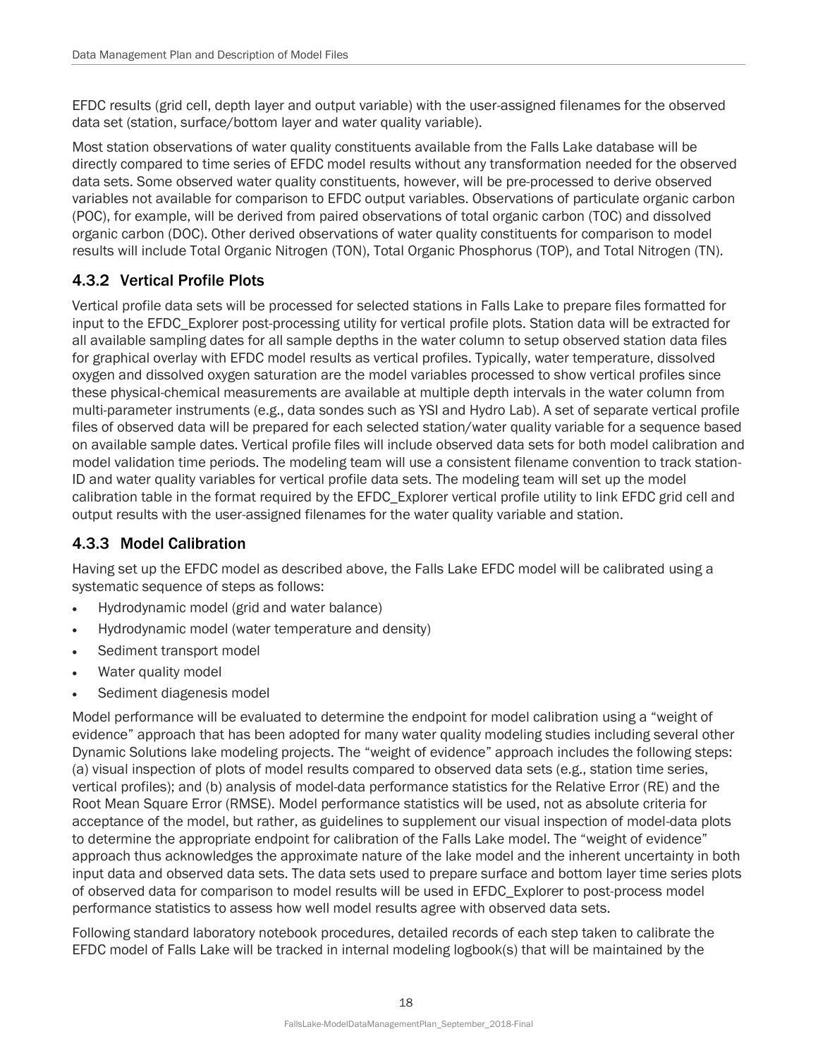EFDC results (grid cell, depth layer and output variable) with the user-assigned filenames for the observed data set (station, surface/bottom layer and water quality variable).

Most station observations of water quality constituents available from the Falls Lake database will be directly compared to time series of EFDC model results without any transformation needed for the observed data sets. Some observed water quality constituents, however, will be pre-processed to derive observed variables not available for comparison to EFDC output variables. Observations of particulate organic carbon (POC), for example, will be derived from paired observations of total organic carbon (TOC) and dissolved organic carbon (DOC). Other derived observations of water quality constituents for comparison to model results will include Total Organic Nitrogen (TON), Total Organic Phosphorus (TOP), and Total Nitrogen (TN).

### 4.3.2 Vertical Profile Plots

Vertical profile data sets will be processed for selected stations in Falls Lake to prepare files formatted for input to the EFDC_Explorer post-processing utility for vertical profile plots. Station data will be extracted for all available sampling dates for all sample depths in the water column to setup observed station data files for graphical overlay with EFDC model results as vertical profiles. Typically, water temperature, dissolved oxygen and dissolved oxygen saturation are the model variables processed to show vertical profiles since these physical-chemical measurements are available at multiple depth intervals in the water column from multi-parameter instruments (e.g., data sondes such as YSI and Hydro Lab). A set of separate vertical profile files of observed data will be prepared for each selected station/water quality variable for a sequence based on available sample dates. Vertical profile files will include observed data sets for both model calibration and model validation time periods. The modeling team will use a consistent filename convention to track station-ID and water quality variables for vertical profile data sets. The modeling team will set up the model calibration table in the format required by the EFDC_Explorer vertical profile utility to link EFDC grid cell and output results with the user-assigned filenames for the water quality variable and station.

### 4.3.3 Model Calibration

Having set up the EFDC model as described above, the Falls Lake EFDC model will be calibrated using a systematic sequence of steps as follows:

- Hydrodynamic model (grid and water balance)
- Hydrodynamic model (water temperature and density)
- Sediment transport model
- Water quality model
- Sediment diagenesis model

Model performance will be evaluated to determine the endpoint for model calibration using a "weight of evidence" approach that has been adopted for many water quality modeling studies including several other Dynamic Solutions lake modeling projects. The "weight of evidence" approach includes the following steps: (a) visual inspection of plots of model results compared to observed data sets (e.g., station time series, vertical profiles); and (b) analysis of model-data performance statistics for the Relative Error (RE) and the Root Mean Square Error (RMSE). Model performance statistics will be used, not as absolute criteria for acceptance of the model, but rather, as guidelines to supplement our visual inspection of model-data plots to determine the appropriate endpoint for calibration of the Falls Lake model. The "weight of evidence" approach thus acknowledges the approximate nature of the lake model and the inherent uncertainty in both input data and observed data sets. The data sets used to prepare surface and bottom layer time series plots of observed data for comparison to model results will be used in EFDC_Explorer to post-process model performance statistics to assess how well model results agree with observed data sets.

Following standard laboratory notebook procedures, detailed records of each step taken to calibrate the EFDC model of Falls Lake will be tracked in internal modeling logbook(s) that will be maintained by the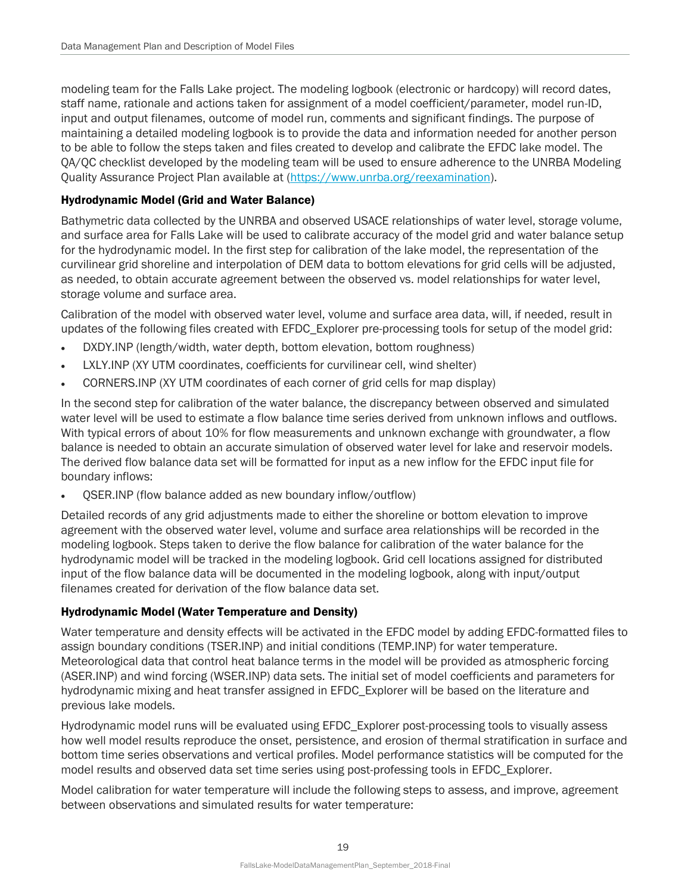modeling team for the Falls Lake project. The modeling logbook (electronic or hardcopy) will record dates, staff name, rationale and actions taken for assignment of a model coefficient/parameter, model run-ID, input and output filenames, outcome of model run, comments and significant findings. The purpose of maintaining a detailed modeling logbook is to provide the data and information needed for another person to be able to follow the steps taken and files created to develop and calibrate the EFDC lake model. The QA/QC checklist developed by the modeling team will be used to ensure adherence to the UNRBA Modeling Quality Assurance Project Plan available at (https://www.unrba.org/reexamination).

### Hydrodynamic Model (Grid and Water Balance)

Bathymetric data collected by the UNRBA and observed USACE relationships of water level, storage volume, and surface area for Falls Lake will be used to calibrate accuracy of the model grid and water balance setup for the hydrodynamic model. In the first step for calibration of the lake model, the representation of the curvilinear grid shoreline and interpolation of DEM data to bottom elevations for grid cells will be adjusted, as needed, to obtain accurate agreement between the observed vs. model relationships for water level, storage volume and surface area.

Calibration of the model with observed water level, volume and surface area data, will, if needed, result in updates of the following files created with EFDC_Explorer pre-processing tools for setup of the model grid:

- DXDY.INP (length/width, water depth, bottom elevation, bottom roughness)
- LXLY.INP (XY UTM coordinates, coefficients for curvilinear cell, wind shelter)
- CORNERS.INP (XY UTM coordinates of each corner of grid cells for map display)

In the second step for calibration of the water balance, the discrepancy between observed and simulated water level will be used to estimate a flow balance time series derived from unknown inflows and outflows. With typical errors of about 10% for flow measurements and unknown exchange with groundwater, a flow balance is needed to obtain an accurate simulation of observed water level for lake and reservoir models. The derived flow balance data set will be formatted for input as a new inflow for the EFDC input file for boundary inflows:

- QSER.INP (flow balance added as new boundary inflow/outflow)

Detailed records of any grid adjustments made to either the shoreline or bottom elevation to improve agreement with the observed water level, volume and surface area relationships will be recorded in the modeling logbook. Steps taken to derive the flow balance for calibration of the water balance for the hydrodynamic model will be tracked in the modeling logbook. Grid cell locations assigned for distributed input of the flow balance data will be documented in the modeling logbook, along with input/output filenames created for derivation of the flow balance data set.

### Hydrodynamic Model (Water Temperature and Density)

Water temperature and density effects will be activated in the EFDC model by adding EFDC-formatted files to assign boundary conditions (TSER.INP) and initial conditions (TEMP.INP) for water temperature. Meteorological data that control heat balance terms in the model will be provided as atmospheric forcing (ASER.INP) and wind forcing (WSER.INP) data sets. The initial set of model coefficients and parameters for hydrodynamic mixing and heat transfer assigned in EFDC_Explorer will be based on the literature and previous lake models.

Hydrodynamic model runs will be evaluated using EFDC_Explorer post-processing tools to visually assess how well model results reproduce the onset, persistence, and erosion of thermal stratification in surface and bottom time series observations and vertical profiles. Model performance statistics will be computed for the model results and observed data set time series using post-professing tools in EFDC_Explorer.

Model calibration for water temperature will include the following steps to assess, and improve, agreement between observations and simulated results for water temperature: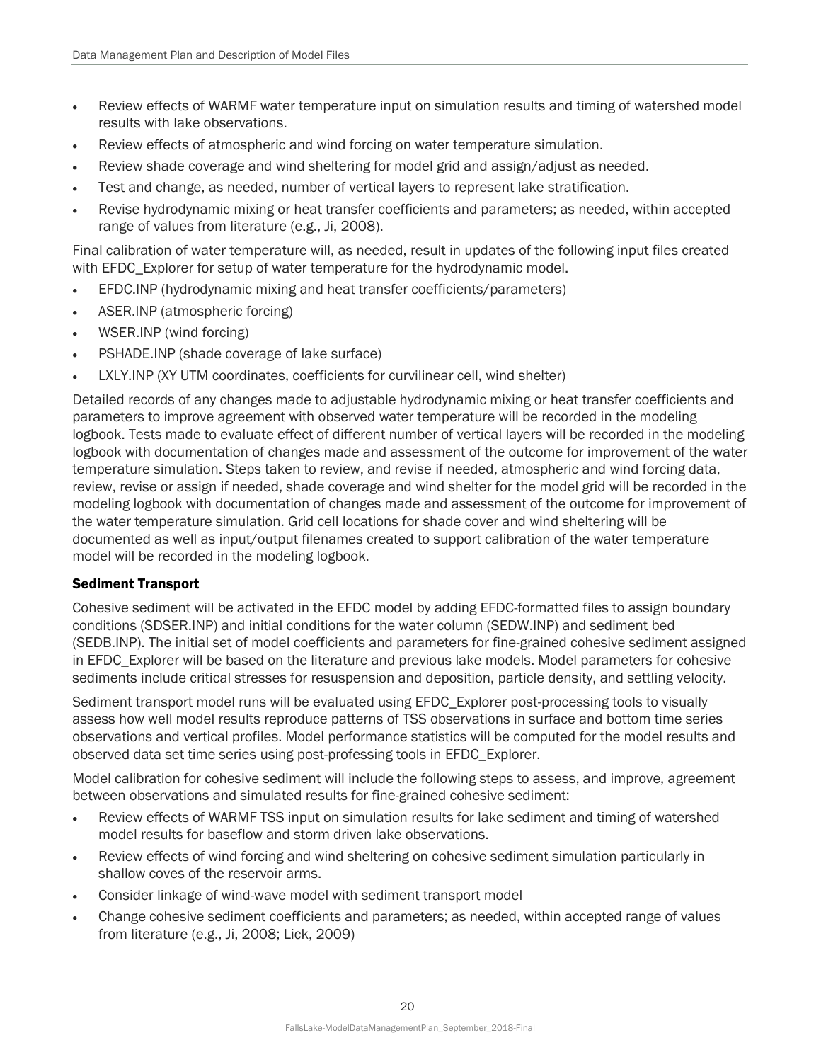- Review effects of WARMF water temperature input on simulation results and timing of watershed model results with lake observations.
- Review effects of atmospheric and wind forcing on water temperature simulation.
- Review shade coverage and wind sheltering for model grid and assign/adjust as needed.
- Test and change, as needed, number of vertical layers to represent lake stratification.
- Revise hydrodynamic mixing or heat transfer coefficients and parameters; as needed, within accepted range of values from literature (e.g., Ji, 2008).

Final calibration of water temperature will, as needed, result in updates of the following input files created with EFDC_Explorer for setup of water temperature for the hydrodynamic model.

- EFDC.INP (hydrodynamic mixing and heat transfer coefficients/parameters)
- ASER.INP (atmospheric forcing)
- WSER.INP (wind forcing)
- PSHADE.INP (shade coverage of lake surface)
- LXLY.INP (XY UTM coordinates, coefficients for curvilinear cell, wind shelter)

Detailed records of any changes made to adjustable hydrodynamic mixing or heat transfer coefficients and parameters to improve agreement with observed water temperature will be recorded in the modeling logbook. Tests made to evaluate effect of different number of vertical layers will be recorded in the modeling logbook with documentation of changes made and assessment of the outcome for improvement of the water temperature simulation. Steps taken to review, and revise if needed, atmospheric and wind forcing data, review, revise or assign if needed, shade coverage and wind shelter for the model grid will be recorded in the modeling logbook with documentation of changes made and assessment of the outcome for improvement of the water temperature simulation. Grid cell locations for shade cover and wind sheltering will be documented as well as input/output filenames created to support calibration of the water temperature model will be recorded in the modeling logbook.

### Sediment Transport

Cohesive sediment will be activated in the EFDC model by adding EFDC-formatted files to assign boundary conditions (SDSER.INP) and initial conditions for the water column (SEDW.INP) and sediment bed (SEDB.INP). The initial set of model coefficients and parameters for fine-grained cohesive sediment assigned in EFDC_Explorer will be based on the literature and previous lake models. Model parameters for cohesive sediments include critical stresses for resuspension and deposition, particle density, and settling velocity.

Sediment transport model runs will be evaluated using EFDC_Explorer post-processing tools to visually assess how well model results reproduce patterns of TSS observations in surface and bottom time series observations and vertical profiles. Model performance statistics will be computed for the model results and observed data set time series using post-professing tools in EFDC_Explorer.

Model calibration for cohesive sediment will include the following steps to assess, and improve, agreement between observations and simulated results for fine-grained cohesive sediment:

- Review effects of WARMF TSS input on simulation results for lake sediment and timing of watershed model results for baseflow and storm driven lake observations.
- Review effects of wind forcing and wind sheltering on cohesive sediment simulation particularly in shallow coves of the reservoir arms.
- Consider linkage of wind-wave model with sediment transport model
- Change cohesive sediment coefficients and parameters; as needed, within accepted range of values from literature (e.g., Ji, 2008; Lick, 2009)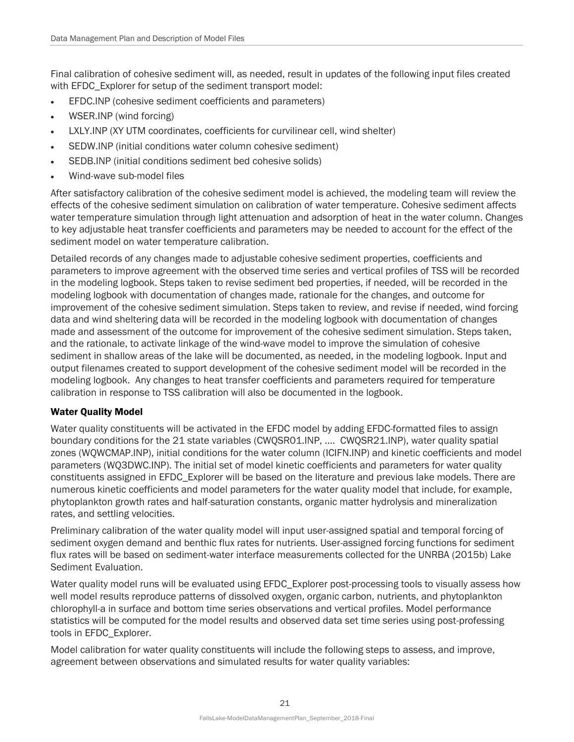Final calibration of cohesive sediment will, as needed, result in updates of the following input files created with EFDC_Explorer for setup of the sediment transport model:

- EFDC.INP (cohesive sediment coefficients and parameters)
- WSER.INP (wind forcing)
- LXLY.INP (XY UTM coordinates, coefficients for curvilinear cell, wind shelter)
- SEDW.INP (initial conditions water column cohesive sediment)
- SEDB.INP (initial conditions sediment bed cohesive solids)
- Wind-wave sub-model files

After satisfactory calibration of the cohesive sediment model is achieved, the modeling team will review the effects of the cohesive sediment simulation on calibration of water temperature. Cohesive sediment affects water temperature simulation through light attenuation and adsorption of heat in the water column. Changes to key adjustable heat transfer coefficients and parameters may be needed to account for the effect of the sediment model on water temperature calibration.

Detailed records of any changes made to adjustable cohesive sediment properties, coefficients and parameters to improve agreement with the observed time series and vertical profiles of TSS will be recorded in the modeling logbook. Steps taken to revise sediment bed properties, if needed, will be recorded in the modeling logbook with documentation of changes made, rationale for the changes, and outcome for improvement of the cohesive sediment simulation. Steps taken to review, and revise if needed, wind forcing data and wind sheltering data will be recorded in the modeling logbook with documentation of changes made and assessment of the outcome for improvement of the cohesive sediment simulation. Steps taken, and the rationale, to activate linkage of the wind-wave model to improve the simulation of cohesive sediment in shallow areas of the lake will be documented, as needed, in the modeling logbook. Input and output filenames created to support development of the cohesive sediment model will be recorded in the modeling logbook. Any changes to heat transfer coefficients and parameters required for temperature calibration in response to TSS calibration will also be documented in the logbook.

#### Water Quality Model

Water quality constituents will be activated in the EFDC model by adding EFDC-formatted files to assign boundary conditions for the 21 state variables (CWQSR01.INP, …. CWQSR21.INP), water quality spatial zones (WQWCMAP.INP), initial conditions for the water column (ICIFN.INP) and kinetic coefficients and model parameters (WQ3DWC.INP). The initial set of model kinetic coefficients and parameters for water quality constituents assigned in EFDC_Explorer will be based on the literature and previous lake models. There are numerous kinetic coefficients and model parameters for the water quality model that include, for example, phytoplankton growth rates and half-saturation constants, organic matter hydrolysis and mineralization rates, and settling velocities.

Preliminary calibration of the water quality model will input user-assigned spatial and temporal forcing of sediment oxygen demand and benthic flux rates for nutrients. User-assigned forcing functions for sediment flux rates will be based on sediment-water interface measurements collected for the UNRBA (2015b) Lake Sediment Evaluation.

Water quality model runs will be evaluated using EFDC_Explorer post-processing tools to visually assess how well model results reproduce patterns of dissolved oxygen, organic carbon, nutrients, and phytoplankton chlorophyll-a in surface and bottom time series observations and vertical profiles. Model performance statistics will be computed for the model results and observed data set time series using post-professing tools in EFDC_Explorer.

Model calibration for water quality constituents will include the following steps to assess, and improve, agreement between observations and simulated results for water quality variables: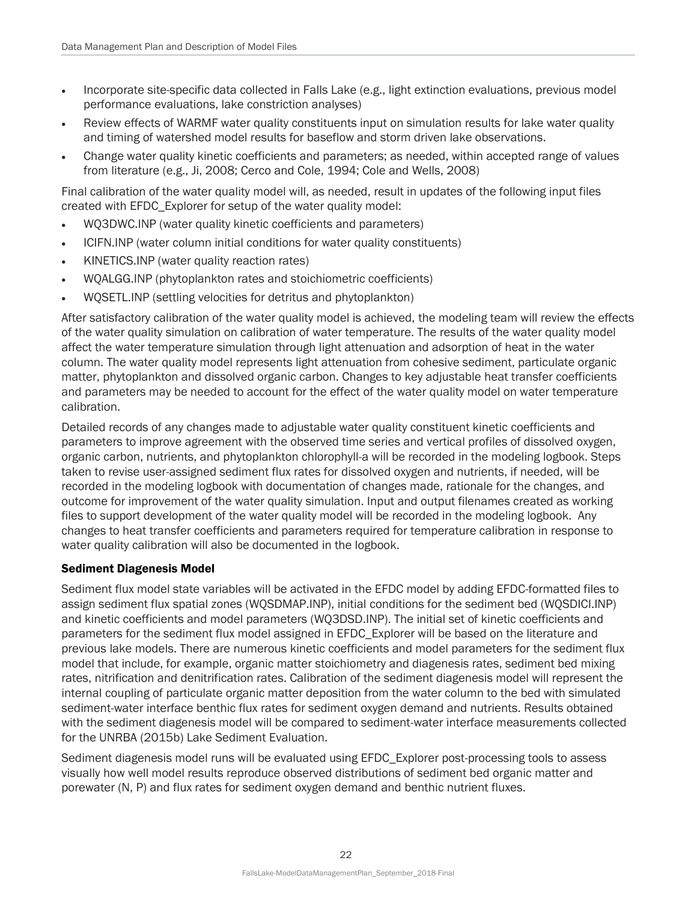- Incorporate site-specific data collected in Falls Lake (e.g., light extinction evaluations, previous model performance evaluations, lake constriction analyses)
- Review effects of WARMF water quality constituents input on simulation results for lake water quality and timing of watershed model results for baseflow and storm driven lake observations.
- Change water quality kinetic coefficients and parameters; as needed, within accepted range of values from literature (e.g., Ji, 2008; Cerco and Cole, 1994; Cole and Wells, 2008)

Final calibration of the water quality model will, as needed, result in updates of the following input files created with EFDC_Explorer for setup of the water quality model:

- WQ3DWC.INP (water quality kinetic coefficients and parameters)
- ICIFN.INP (water column initial conditions for water quality constituents)
- KINETICS.INP (water quality reaction rates)
- WQALGG.INP (phytoplankton rates and stoichiometric coefficients)
- WQSETL.INP (settling velocities for detritus and phytoplankton)

After satisfactory calibration of the water quality model is achieved, the modeling team will review the effects of the water quality simulation on calibration of water temperature. The results of the water quality model affect the water temperature simulation through light attenuation and adsorption of heat in the water column. The water quality model represents light attenuation from cohesive sediment, particulate organic matter, phytoplankton and dissolved organic carbon. Changes to key adjustable heat transfer coefficients and parameters may be needed to account for the effect of the water quality model on water temperature calibration.

Detailed records of any changes made to adjustable water quality constituent kinetic coefficients and parameters to improve agreement with the observed time series and vertical profiles of dissolved oxygen, organic carbon, nutrients, and phytoplankton chlorophyll-a will be recorded in the modeling logbook. Steps taken to revise user-assigned sediment flux rates for dissolved oxygen and nutrients, if needed, will be recorded in the modeling logbook with documentation of changes made, rationale for the changes, and outcome for improvement of the water quality simulation. Input and output filenames created as working files to support development of the water quality model will be recorded in the modeling logbook. Any changes to heat transfer coefficients and parameters required for temperature calibration in response to water quality calibration will also be documented in the logbook.

### Sediment Diagenesis Model

Sediment flux model state variables will be activated in the EFDC model by adding EFDC-formatted files to assign sediment flux spatial zones (WQSDMAP.INP), initial conditions for the sediment bed (WQSDICI.INP) and kinetic coefficients and model parameters (WQ3DSD.INP). The initial set of kinetic coefficients and parameters for the sediment flux model assigned in EFDC_Explorer will be based on the literature and previous lake models. There are numerous kinetic coefficients and model parameters for the sediment flux model that include, for example, organic matter stoichiometry and diagenesis rates, sediment bed mixing rates, nitrification and denitrification rates. Calibration of the sediment diagenesis model will represent the internal coupling of particulate organic matter deposition from the water column to the bed with simulated sediment-water interface benthic flux rates for sediment oxygen demand and nutrients. Results obtained with the sediment diagenesis model will be compared to sediment-water interface measurements collected for the UNRBA (2015b) Lake Sediment Evaluation.

Sediment diagenesis model runs will be evaluated using EFDC_Explorer post-processing tools to assess visually how well model results reproduce observed distributions of sediment bed organic matter and porewater (N, P) and flux rates for sediment oxygen demand and benthic nutrient fluxes.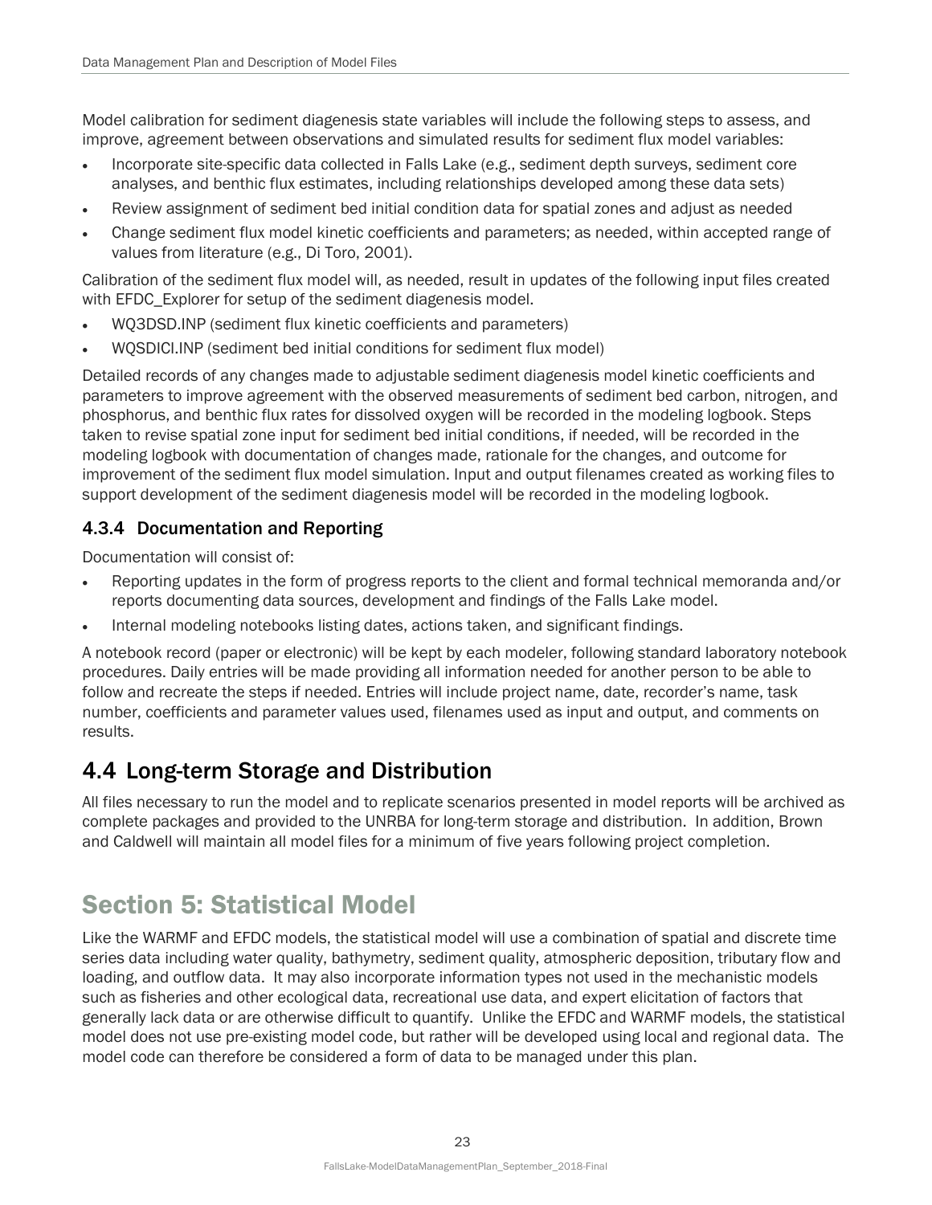Model calibration for sediment diagenesis state variables will include the following steps to assess, and improve, agreement between observations and simulated results for sediment flux model variables:

- Incorporate site-specific data collected in Falls Lake (e.g., sediment depth surveys, sediment core analyses, and benthic flux estimates, including relationships developed among these data sets)
- Review assignment of sediment bed initial condition data for spatial zones and adjust as needed
- Change sediment flux model kinetic coefficients and parameters; as needed, within accepted range of values from literature (e.g., Di Toro, 2001).

Calibration of the sediment flux model will, as needed, result in updates of the following input files created with EFDC_Explorer for setup of the sediment diagenesis model.

- WQ3DSD.INP (sediment flux kinetic coefficients and parameters)
- WQSDICI.INP (sediment bed initial conditions for sediment flux model)

Detailed records of any changes made to adjustable sediment diagenesis model kinetic coefficients and parameters to improve agreement with the observed measurements of sediment bed carbon, nitrogen, and phosphorus, and benthic flux rates for dissolved oxygen will be recorded in the modeling logbook. Steps taken to revise spatial zone input for sediment bed initial conditions, if needed, will be recorded in the modeling logbook with documentation of changes made, rationale for the changes, and outcome for improvement of the sediment flux model simulation. Input and output filenames created as working files to support development of the sediment diagenesis model will be recorded in the modeling logbook.

### 4.3.4 Documentation and Reporting

Documentation will consist of:

- Reporting updates in the form of progress reports to the client and formal technical memoranda and/or reports documenting data sources, development and findings of the Falls Lake model.
- Internal modeling notebooks listing dates, actions taken, and significant findings.

A notebook record (paper or electronic) will be kept by each modeler, following standard laboratory notebook procedures. Daily entries will be made providing all information needed for another person to be able to follow and recreate the steps if needed. Entries will include project name, date, recorder's name, task number, coefficients and parameter values used, filenames used as input and output, and comments on results.

## 4.4 Long-term Storage and Distribution

All files necessary to run the model and to replicate scenarios presented in model reports will be archived as complete packages and provided to the UNRBA for long-term storage and distribution. In addition, Brown and Caldwell will maintain all model files for a minimum of five years following project completion.

# Section 5: Statistical Model

Like the WARMF and EFDC models, the statistical model will use a combination of spatial and discrete time series data including water quality, bathymetry, sediment quality, atmospheric deposition, tributary flow and loading, and outflow data. It may also incorporate information types not used in the mechanistic models such as fisheries and other ecological data, recreational use data, and expert elicitation of factors that generally lack data or are otherwise difficult to quantify. Unlike the EFDC and WARMF models, the statistical model does not use pre-existing model code, but rather will be developed using local and regional data. The model code can therefore be considered a form of data to be managed under this plan.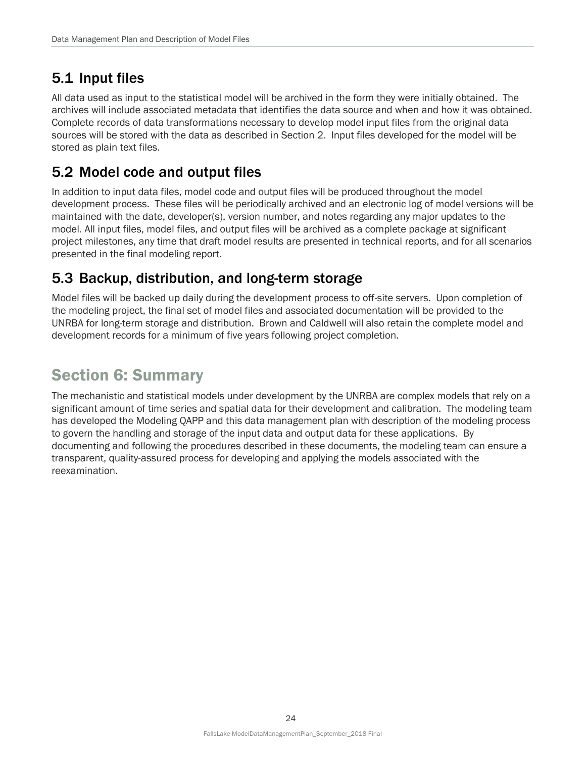## 5.1 Input files

All data used as input to the statistical model will be archived in the form they were initially obtained. The archives will include associated metadata that identifies the data source and when and how it was obtained. Complete records of data transformations necessary to develop model input files from the original data sources will be stored with the data as described in Section 2. Input files developed for the model will be stored as plain text files.

## 5.2 Model code and output files

In addition to input data files, model code and output files will be produced throughout the model development process. These files will be periodically archived and an electronic log of model versions will be maintained with the date, developer(s), version number, and notes regarding any major updates to the model. All input files, model files, and output files will be archived as a complete package at significant project milestones, any time that draft model results are presented in technical reports, and for all scenarios presented in the final modeling report.

## 5.3 Backup, distribution, and long-term storage

Model files will be backed up daily during the development process to off-site servers. Upon completion of the modeling project, the final set of model files and associated documentation will be provided to the UNRBA for long-term storage and distribution. Brown and Caldwell will also retain the complete model and development records for a minimum of five years following project completion.

# Section 6: Summary

The mechanistic and statistical models under development by the UNRBA are complex models that rely on a significant amount of time series and spatial data for their development and calibration. The modeling team has developed the Modeling QAPP and this data management plan with description of the modeling process to govern the handling and storage of the input data and output data for these applications. By documenting and following the procedures described in these documents, the modeling team can ensure a transparent, quality-assured process for developing and applying the models associated with the reexamination.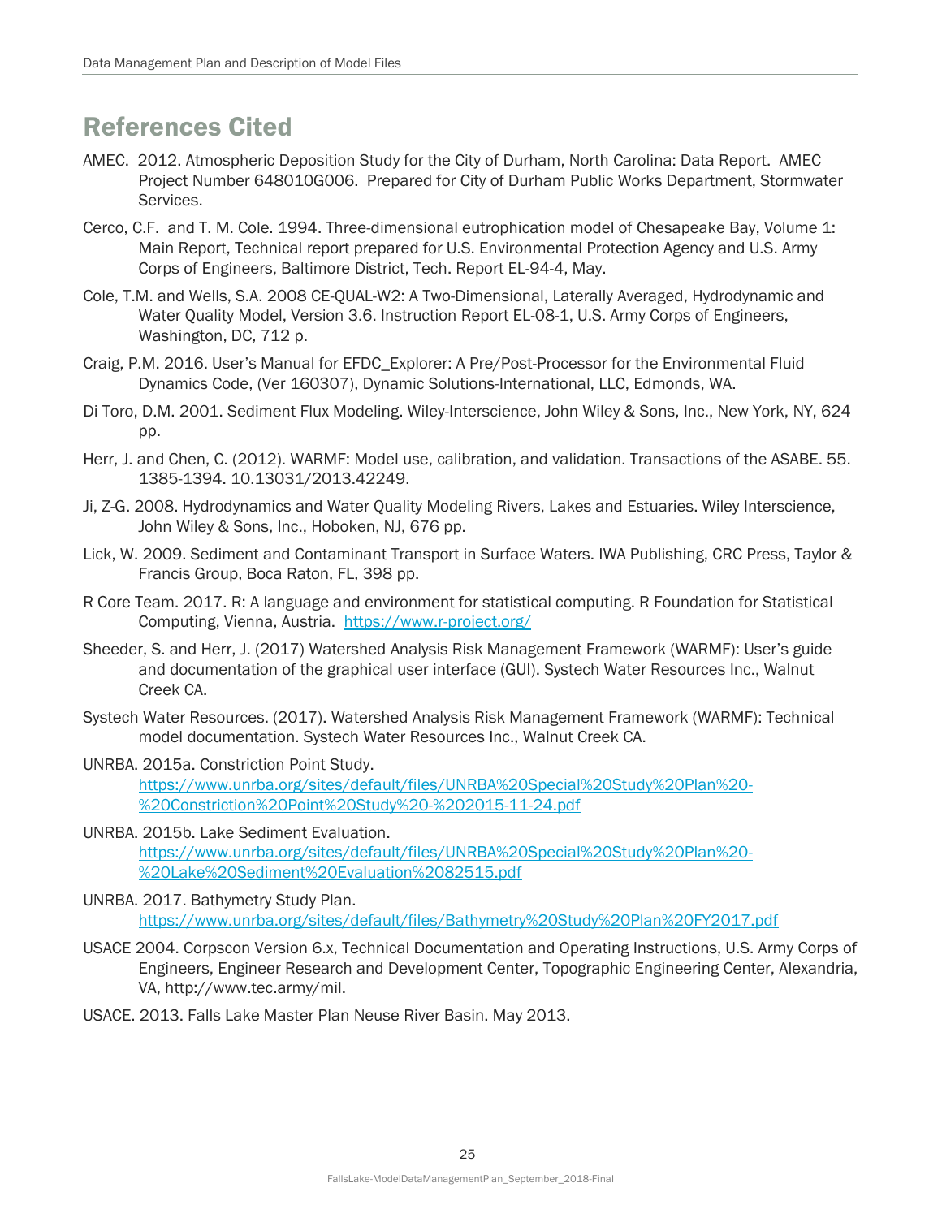# References Cited

AMEC. 2012. Atmospheric Deposition Study for the City of Durham, North Carolina: Data Report. AMEC Project Number 648010G006. Prepared for City of Durham Public Works Department, Stormwater Services.

Cerco, C.F. and T. M. Cole. 1994. Three-dimensional eutrophication model of Chesapeake Bay, Volume 1: Main Report, Technical report prepared for U.S. Environmental Protection Agency and U.S. Army Corps of Engineers, Baltimore District, Tech. Report EL-94-4, May.

Cole, T.M. and Wells, S.A. 2008 CE-QUAL-W2: A Two-Dimensional, Laterally Averaged, Hydrodynamic and Water Quality Model, Version 3.6. Instruction Report EL-08-1, U.S. Army Corps of Engineers, Washington, DC, 712 p.

Craig, P.M. 2016. User's Manual for EFDC_Explorer: A Pre/Post-Processor for the Environmental Fluid Dynamics Code, (Ver 160307), Dynamic Solutions-International, LLC, Edmonds, WA.

Di Toro, D.M. 2001. Sediment Flux Modeling. Wiley-Interscience, John Wiley & Sons, Inc., New York, NY, 624 pp.

Herr, J. and Chen, C. (2012). WARMF: Model use, calibration, and validation. Transactions of the ASABE. 55. 1385-1394. 10.13031/2013.42249.

Ji, Z-G. 2008. Hydrodynamics and Water Quality Modeling Rivers, Lakes and Estuaries. Wiley Interscience, John Wiley & Sons, Inc., Hoboken, NJ, 676 pp.

Lick, W. 2009. Sediment and Contaminant Transport in Surface Waters. IWA Publishing, CRC Press, Taylor & Francis Group, Boca Raton, FL, 398 pp.

R Core Team. 2017. R: A language and environment for statistical computing. R Foundation for Statistical Computing, Vienna, Austria. https://www.r-project.org/

Sheeder, S. and Herr, J. (2017) Watershed Analysis Risk Management Framework (WARMF): User's guide and documentation of the graphical user interface (GUI). Systech Water Resources Inc., Walnut Creek CA.

Systech Water Resources. (2017). Watershed Analysis Risk Management Framework (WARMF): Technical model documentation. Systech Water Resources Inc., Walnut Creek CA.

UNRBA. 2015a. Constriction Point Study. https://www.unrba.org/sites/default/files/UNRBA%20Special%20Study%20Plan%20-%20Constriction%20Point%20Study%20-%202015-11-24.pdf

UNRBA. 2015b. Lake Sediment Evaluation. https://www.unrba.org/sites/default/files/UNRBA%20Special%20Study%20Plan%20-%20Lake%20Sediment%20Evaluation%2082515.pdf

UNRBA. 2017. Bathymetry Study Plan. https://www.unrba.org/sites/default/files/Bathymetry%20Study%20Plan%20FY2017.pdf

USACE 2004. Corpscon Version 6.x, Technical Documentation and Operating Instructions, U.S. Army Corps of Engineers, Engineer Research and Development Center, Topographic Engineering Center, Alexandria, VA, http://www.tec.army/mil.

USACE. 2013. Falls Lake Master Plan Neuse River Basin. May 2013.